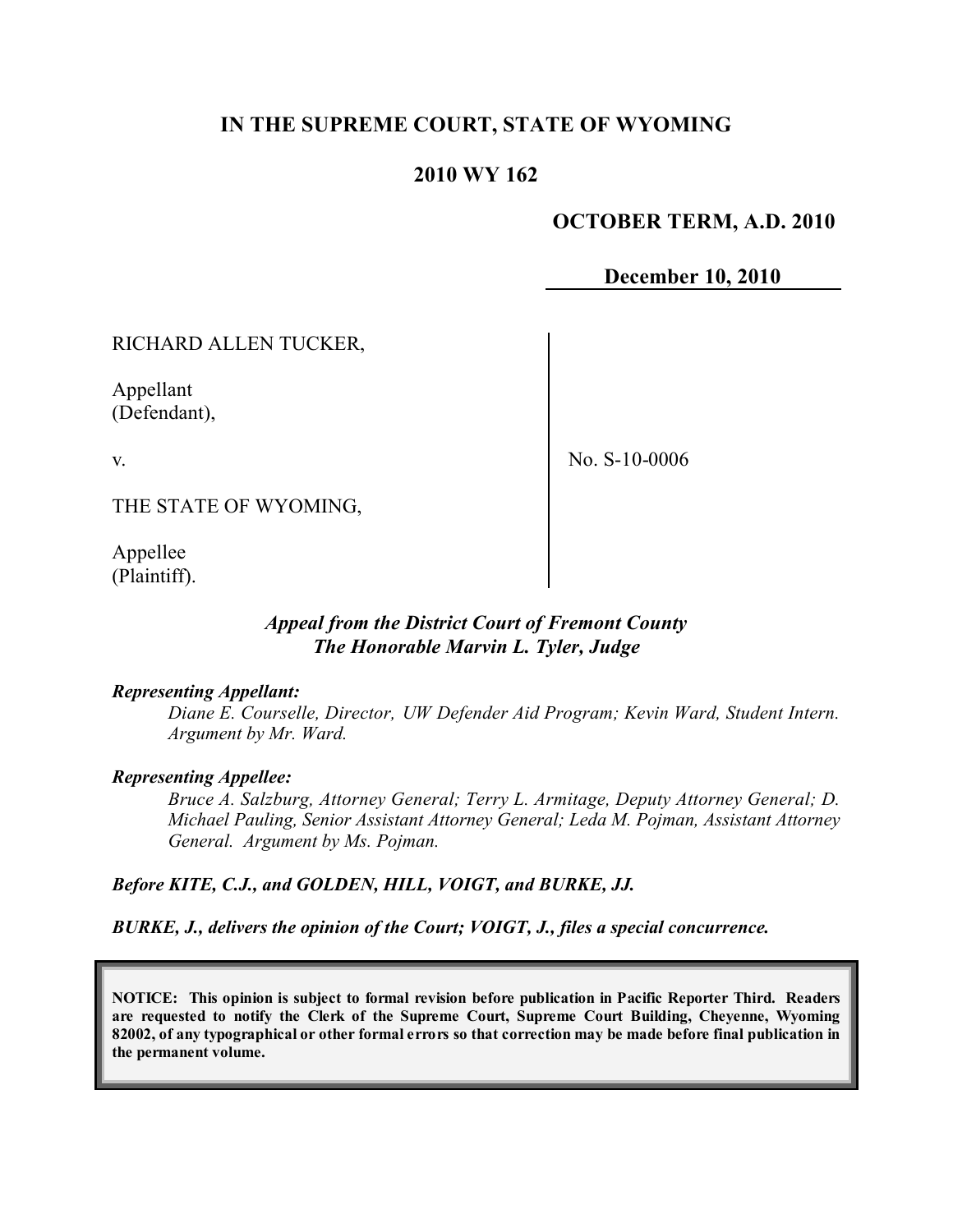# IN THE SUPREME COURT, STATE OF WYOMING

## 2010 WY 162

**OCTOBER TERM, A.D. 2010**

**December 10, 2010**

| | |
|---|---|
| RICHARD ALLEN TUCKER,<br><br>Appellant<br>(Defendant),<br><br>v.<br><br>THE STATE OF WYOMING,<br><br>Appellee<br>(Plaintiff). | No. S-10-0006 |

***Appeal from the District Court of Fremont County***
***The Honorable Marvin L. Tyler, Judge***

***Representing Appellant:***

*Diane E. Courselle, Director, UW Defender Aid Program; Kevin Ward, Student Intern. Argument by Mr. Ward.*

***Representing Appellee:***

*Bruce A. Salzburg, Attorney General; Terry L. Armitage, Deputy Attorney General; D. Michael Pauling, Senior Assistant Attorney General; Leda M. Pojman, Assistant Attorney General. Argument by Ms. Pojman.*

***Before KITE, C.J., and GOLDEN, HILL, VOIGT, and BURKE, JJ.***

***BURKE, J., delivers the opinion of the Court; VOIGT, J., files a special concurrence.***

**NOTICE: This opinion is subject to formal revision before publication in Pacific Reporter Third. Readers are requested to notify the Clerk of the Supreme Court, Supreme Court Building, Cheyenne, Wyoming 82002, of any typographical or other formal errors so that correction may be made before final publication in the permanent volume.**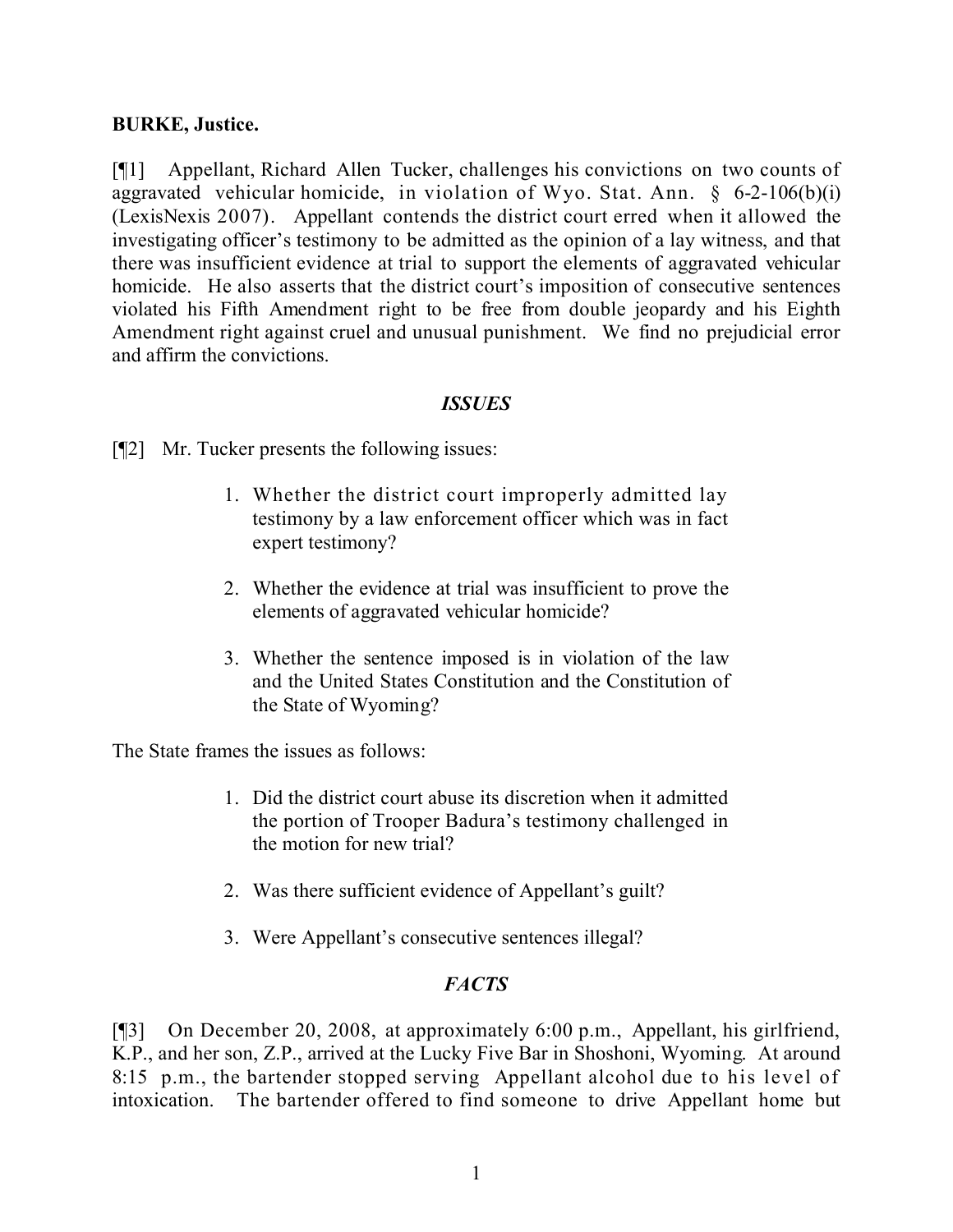**BURKE, Justice.**

[¶1] Appellant, Richard Allen Tucker, challenges his convictions on two counts of aggravated vehicular homicide, in violation of Wyo. Stat. Ann. § 6-2-106(b)(i) (LexisNexis 2007). Appellant contends the district court erred when it allowed the investigating officer's testimony to be admitted as the opinion of a lay witness, and that there was insufficient evidence at trial to support the elements of aggravated vehicular homicide. He also asserts that the district court's imposition of consecutive sentences violated his Fifth Amendment right to be free from double jeopardy and his Eighth Amendment right against cruel and unusual punishment. We find no prejudicial error and affirm the convictions.

### *ISSUES*

[¶2] Mr. Tucker presents the following issues:

> 1. Whether the district court improperly admitted lay testimony by a law enforcement officer which was in fact expert testimony?
>
> 2. Whether the evidence at trial was insufficient to prove the elements of aggravated vehicular homicide?
>
> 3. Whether the sentence imposed is in violation of the law and the United States Constitution and the Constitution of the State of Wyoming?

The State frames the issues as follows:

> 1. Did the district court abuse its discretion when it admitted the portion of Trooper Badura's testimony challenged in the motion for new trial?
>
> 2. Was there sufficient evidence of Appellant's guilt?
>
> 3. Were Appellant's consecutive sentences illegal?

### *FACTS*

[¶3] On December 20, 2008, at approximately 6:00 p.m., Appellant, his girlfriend, K.P., and her son, Z.P., arrived at the Lucky Five Bar in Shoshoni, Wyoming. At around 8:15 p.m., the bartender stopped serving Appellant alcohol due to his level of intoxication. The bartender offered to find someone to drive Appellant home but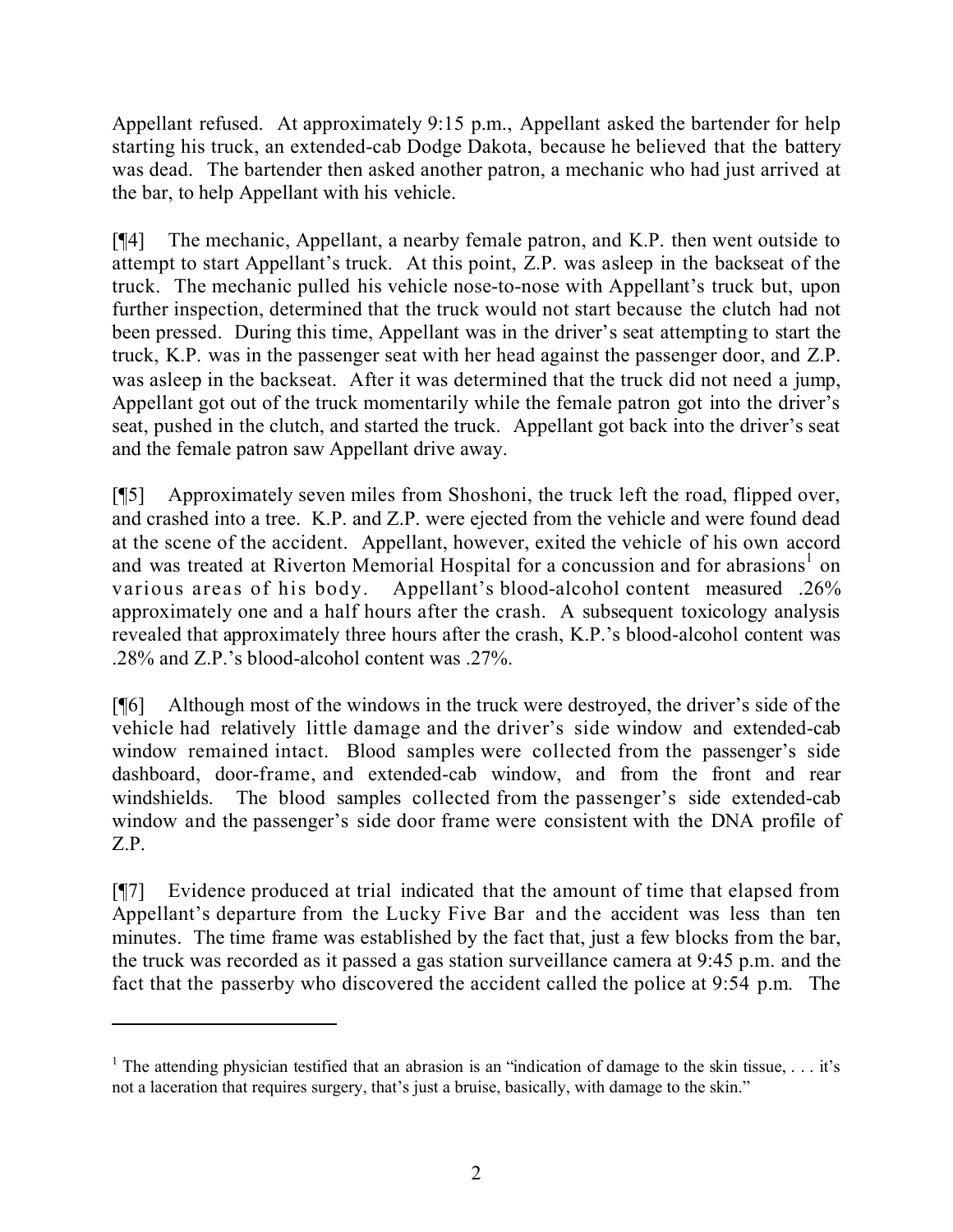Appellant refused. At approximately 9:15 p.m., Appellant asked the bartender for help starting his truck, an extended-cab Dodge Dakota, because he believed that the battery was dead. The bartender then asked another patron, a mechanic who had just arrived at the bar, to help Appellant with his vehicle.

[¶4] The mechanic, Appellant, a nearby female patron, and K.P. then went outside to attempt to start Appellant's truck. At this point, Z.P. was asleep in the backseat of the truck. The mechanic pulled his vehicle nose-to-nose with Appellant's truck but, upon further inspection, determined that the truck would not start because the clutch had not been pressed. During this time, Appellant was in the driver's seat attempting to start the truck, K.P. was in the passenger seat with her head against the passenger door, and Z.P. was asleep in the backseat. After it was determined that the truck did not need a jump, Appellant got out of the truck momentarily while the female patron got into the driver's seat, pushed in the clutch, and started the truck. Appellant got back into the driver's seat and the female patron saw Appellant drive away.

[¶5] Approximately seven miles from Shoshoni, the truck left the road, flipped over, and crashed into a tree. K.P. and Z.P. were ejected from the vehicle and were found dead at the scene of the accident. Appellant, however, exited the vehicle of his own accord and was treated at Riverton Memorial Hospital for a concussion and for abrasions[1] on various areas of his body. Appellant's blood-alcohol content measured .26% approximately one and a half hours after the crash. A subsequent toxicology analysis revealed that approximately three hours after the crash, K.P.'s blood-alcohol content was .28% and Z.P.'s blood-alcohol content was .27%.

[¶6] Although most of the windows in the truck were destroyed, the driver's side of the vehicle had relatively little damage and the driver's side window and extended-cab window remained intact. Blood samples were collected from the passenger's side dashboard, door-frame, and extended-cab window, and from the front and rear windshields. The blood samples collected from the passenger's side extended-cab window and the passenger's side door frame were consistent with the DNA profile of Z.P.

[¶7] Evidence produced at trial indicated that the amount of time that elapsed from Appellant's departure from the Lucky Five Bar and the accident was less than ten minutes. The time frame was established by the fact that, just a few blocks from the bar, the truck was recorded as it passed a gas station surveillance camera at 9:45 p.m. and the fact that the passerby who discovered the accident called the police at 9:54 p.m. The

---

[1] The attending physician testified that an abrasion is an "indication of damage to the skin tissue, . . . it's not a laceration that requires surgery, that's just a bruise, basically, with damage to the skin."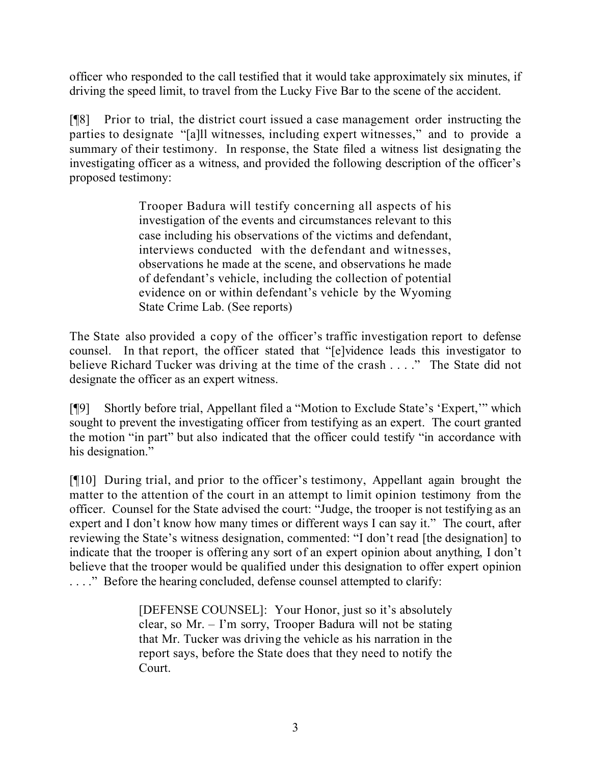officer who responded to the call testified that it would take approximately six minutes, if driving the speed limit, to travel from the Lucky Five Bar to the scene of the accident.

[¶8] Prior to trial, the district court issued a case management order instructing the parties to designate "[a]ll witnesses, including expert witnesses," and to provide a summary of their testimony. In response, the State filed a witness list designating the investigating officer as a witness, and provided the following description of the officer's proposed testimony:

> Trooper Badura will testify concerning all aspects of his investigation of the events and circumstances relevant to this case including his observations of the victims and defendant, interviews conducted with the defendant and witnesses, observations he made at the scene, and observations he made of defendant's vehicle, including the collection of potential evidence on or within defendant's vehicle by the Wyoming State Crime Lab. (See reports)

The State also provided a copy of the officer's traffic investigation report to defense counsel. In that report, the officer stated that "[e]vidence leads this investigator to believe Richard Tucker was driving at the time of the crash . . . ." The State did not designate the officer as an expert witness.

[¶9] Shortly before trial, Appellant filed a "Motion to Exclude State's 'Expert,'" which sought to prevent the investigating officer from testifying as an expert. The court granted the motion "in part" but also indicated that the officer could testify "in accordance with his designation."

[¶10] During trial, and prior to the officer's testimony, Appellant again brought the matter to the attention of the court in an attempt to limit opinion testimony from the officer. Counsel for the State advised the court: "Judge, the trooper is not testifying as an expert and I don't know how many times or different ways I can say it." The court, after reviewing the State's witness designation, commented: "I don't read [the designation] to indicate that the trooper is offering any sort of an expert opinion about anything, I don't believe that the trooper would be qualified under this designation to offer expert opinion . . . ." Before the hearing concluded, defense counsel attempted to clarify:

> [DEFENSE COUNSEL]: Your Honor, just so it's absolutely clear, so Mr. – I'm sorry, Trooper Badura will not be stating that Mr. Tucker was driving the vehicle as his narration in the report says, before the State does that they need to notify the Court.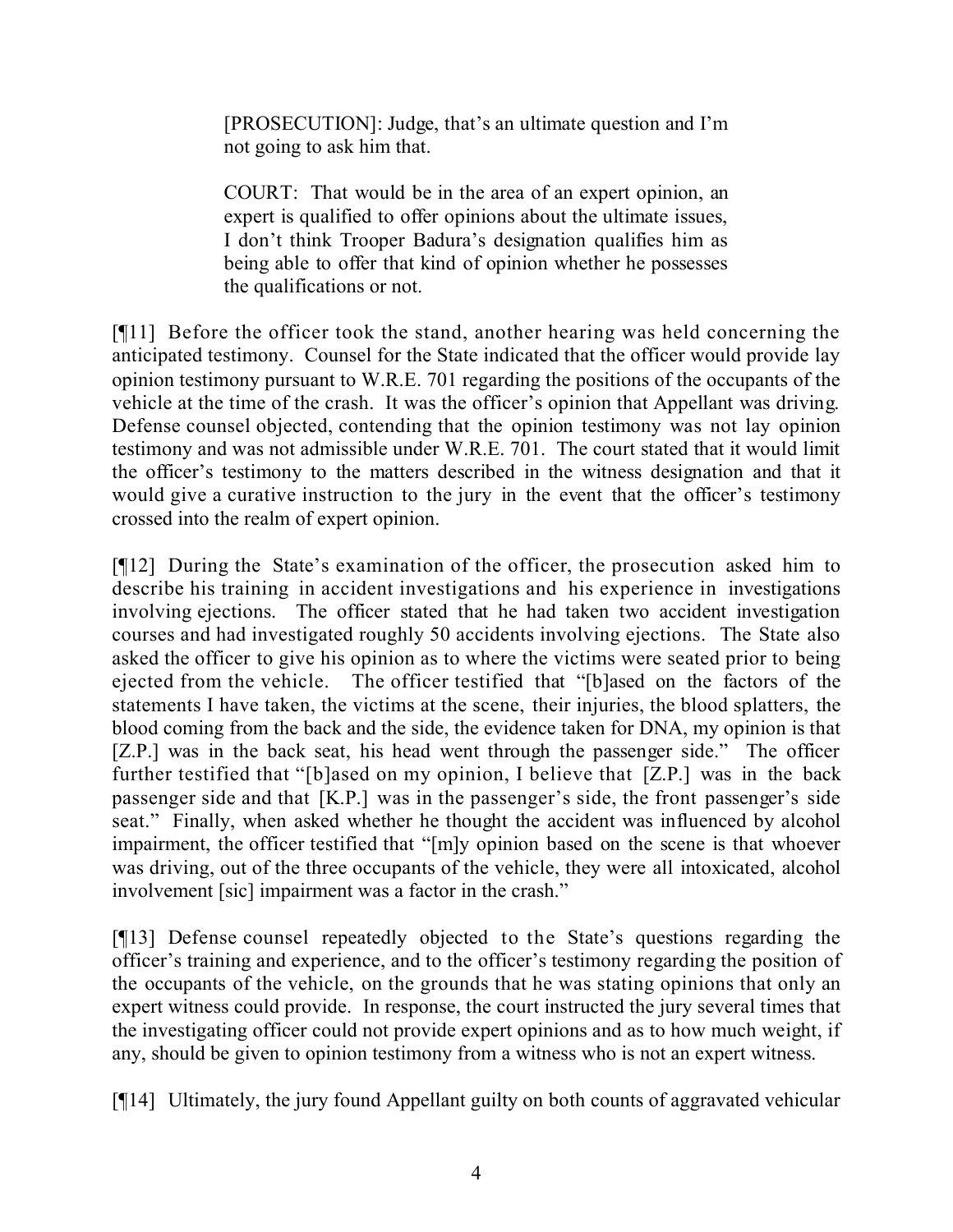> [PROSECUTION]: Judge, that's an ultimate question and I'm not going to ask him that.
>
> COURT: That would be in the area of an expert opinion, an expert is qualified to offer opinions about the ultimate issues, I don't think Trooper Badura's designation qualifies him as being able to offer that kind of opinion whether he possesses the qualifications or not.

[¶11] Before the officer took the stand, another hearing was held concerning the anticipated testimony. Counsel for the State indicated that the officer would provide lay opinion testimony pursuant to W.R.E. 701 regarding the positions of the occupants of the vehicle at the time of the crash. It was the officer's opinion that Appellant was driving. Defense counsel objected, contending that the opinion testimony was not lay opinion testimony and was not admissible under W.R.E. 701. The court stated that it would limit the officer's testimony to the matters described in the witness designation and that it would give a curative instruction to the jury in the event that the officer's testimony crossed into the realm of expert opinion.

[¶12] During the State's examination of the officer, the prosecution asked him to describe his training in accident investigations and his experience in investigations involving ejections. The officer stated that he had taken two accident investigation courses and had investigated roughly 50 accidents involving ejections. The State also asked the officer to give his opinion as to where the victims were seated prior to being ejected from the vehicle. The officer testified that "[b]ased on the factors of the statements I have taken, the victims at the scene, their injuries, the blood splatters, the blood coming from the back and the side, the evidence taken for DNA, my opinion is that [Z.P.] was in the back seat, his head went through the passenger side." The officer further testified that "[b]ased on my opinion, I believe that [Z.P.] was in the back passenger side and that [K.P.] was in the passenger's side, the front passenger's side seat." Finally, when asked whether he thought the accident was influenced by alcohol impairment, the officer testified that "[m]y opinion based on the scene is that whoever was driving, out of the three occupants of the vehicle, they were all intoxicated, alcohol involvement [sic] impairment was a factor in the crash."

[¶13] Defense counsel repeatedly objected to the State's questions regarding the officer's training and experience, and to the officer's testimony regarding the position of the occupants of the vehicle, on the grounds that he was stating opinions that only an expert witness could provide. In response, the court instructed the jury several times that the investigating officer could not provide expert opinions and as to how much weight, if any, should be given to opinion testimony from a witness who is not an expert witness.

[¶14] Ultimately, the jury found Appellant guilty on both counts of aggravated vehicular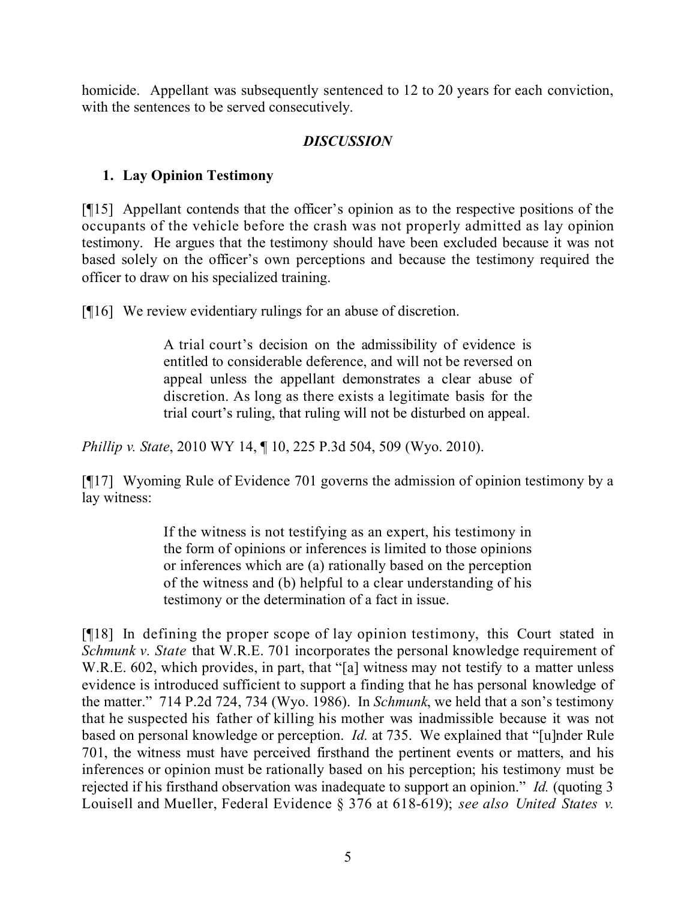homicide. Appellant was subsequently sentenced to 12 to 20 years for each conviction, with the sentences to be served consecutively.

## *DISCUSSION*

### 1. Lay Opinion Testimony

[¶15] Appellant contends that the officer's opinion as to the respective positions of the occupants of the vehicle before the crash was not properly admitted as lay opinion testimony. He argues that the testimony should have been excluded because it was not based solely on the officer's own perceptions and because the testimony required the officer to draw on his specialized training.

[¶16] We review evidentiary rulings for an abuse of discretion.

> A trial court's decision on the admissibility of evidence is entitled to considerable deference, and will not be reversed on appeal unless the appellant demonstrates a clear abuse of discretion. As long as there exists a legitimate basis for the trial court's ruling, that ruling will not be disturbed on appeal.

*Phillip v. State*, 2010 WY 14, ¶ 10, 225 P.3d 504, 509 (Wyo. 2010).

[¶17] Wyoming Rule of Evidence 701 governs the admission of opinion testimony by a lay witness:

> If the witness is not testifying as an expert, his testimony in the form of opinions or inferences is limited to those opinions or inferences which are (a) rationally based on the perception of the witness and (b) helpful to a clear understanding of his testimony or the determination of a fact in issue.

[¶18] In defining the proper scope of lay opinion testimony, this Court stated in *Schmunk v. State* that W.R.E. 701 incorporates the personal knowledge requirement of W.R.E. 602, which provides, in part, that "[a] witness may not testify to a matter unless evidence is introduced sufficient to support a finding that he has personal knowledge of the matter." 714 P.2d 724, 734 (Wyo. 1986). In *Schmunk*, we held that a son's testimony that he suspected his father of killing his mother was inadmissible because it was not based on personal knowledge or perception. *Id.* at 735. We explained that "[u]nder Rule 701, the witness must have perceived firsthand the pertinent events or matters, and his inferences or opinion must be rationally based on his perception; his testimony must be rejected if his firsthand observation was inadequate to support an opinion." *Id.* (quoting 3 Louisell and Mueller, Federal Evidence § 376 at 618-619); *see also United States v.*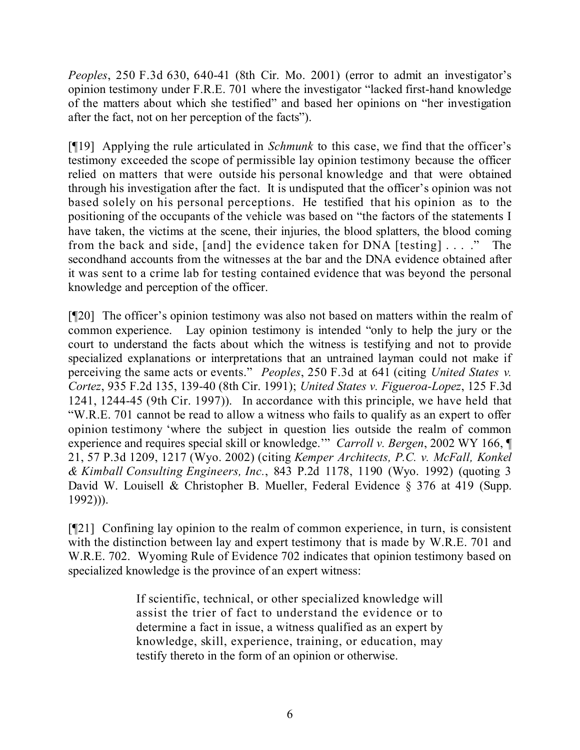*Peoples*, 250 F.3d 630, 640-41 (8th Cir. Mo. 2001) (error to admit an investigator's opinion testimony under F.R.E. 701 where the investigator "lacked first-hand knowledge of the matters about which she testified" and based her opinions on "her investigation after the fact, not on her perception of the facts").

[¶19] Applying the rule articulated in *Schmunk* to this case, we find that the officer's testimony exceeded the scope of permissible lay opinion testimony because the officer relied on matters that were outside his personal knowledge and that were obtained through his investigation after the fact. It is undisputed that the officer's opinion was not based solely on his personal perceptions. He testified that his opinion as to the positioning of the occupants of the vehicle was based on "the factors of the statements I have taken, the victims at the scene, their injuries, the blood splatters, the blood coming from the back and side, [and] the evidence taken for DNA [testing] . . . ." The secondhand accounts from the witnesses at the bar and the DNA evidence obtained after it was sent to a crime lab for testing contained evidence that was beyond the personal knowledge and perception of the officer.

[¶20] The officer's opinion testimony was also not based on matters within the realm of common experience. Lay opinion testimony is intended "only to help the jury or the court to understand the facts about which the witness is testifying and not to provide specialized explanations or interpretations that an untrained layman could not make if perceiving the same acts or events." *Peoples*, 250 F.3d at 641 (citing *United States v. Cortez*, 935 F.2d 135, 139-40 (8th Cir. 1991); *United States v. Figueroa-Lopez*, 125 F.3d 1241, 1244-45 (9th Cir. 1997)). In accordance with this principle, we have held that "W.R.E. 701 cannot be read to allow a witness who fails to qualify as an expert to offer opinion testimony 'where the subject in question lies outside the realm of common experience and requires special skill or knowledge.'" *Carroll v. Bergen*, 2002 WY 166, ¶ 21, 57 P.3d 1209, 1217 (Wyo. 2002) (citing *Kemper Architects, P.C. v. McFall, Konkel & Kimball Consulting Engineers, Inc.*, 843 P.2d 1178, 1190 (Wyo. 1992) (quoting 3 David W. Louisell & Christopher B. Mueller, Federal Evidence § 376 at 419 (Supp. 1992))).

[¶21] Confining lay opinion to the realm of common experience, in turn, is consistent with the distinction between lay and expert testimony that is made by W.R.E. 701 and W.R.E. 702. Wyoming Rule of Evidence 702 indicates that opinion testimony based on specialized knowledge is the province of an expert witness:

> If scientific, technical, or other specialized knowledge will assist the trier of fact to understand the evidence or to determine a fact in issue, a witness qualified as an expert by knowledge, skill, experience, training, or education, may testify thereto in the form of an opinion or otherwise.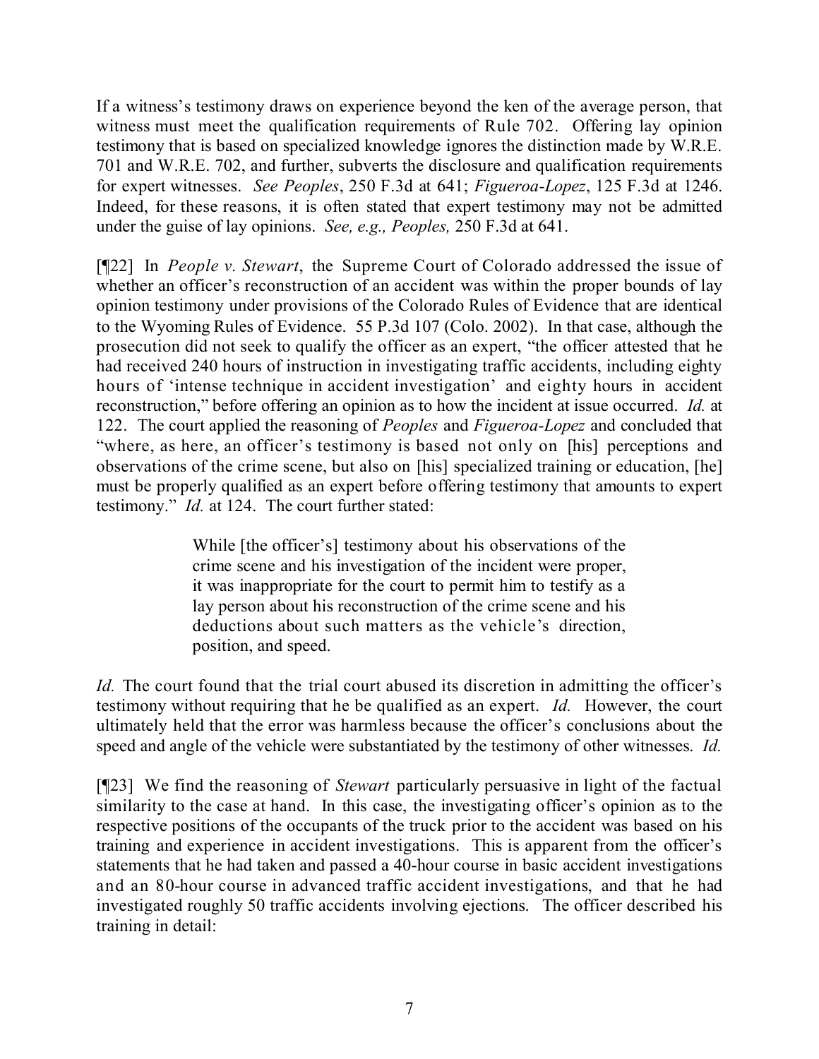If a witness's testimony draws on experience beyond the ken of the average person, that witness must meet the qualification requirements of Rule 702. Offering lay opinion testimony that is based on specialized knowledge ignores the distinction made by W.R.E. 701 and W.R.E. 702, and further, subverts the disclosure and qualification requirements for expert witnesses. *See Peoples*, 250 F.3d at 641; *Figueroa-Lopez*, 125 F.3d at 1246. Indeed, for these reasons, it is often stated that expert testimony may not be admitted under the guise of lay opinions. *See, e.g., Peoples,* 250 F.3d at 641.

[¶22] In *People v. Stewart*, the Supreme Court of Colorado addressed the issue of whether an officer's reconstruction of an accident was within the proper bounds of lay opinion testimony under provisions of the Colorado Rules of Evidence that are identical to the Wyoming Rules of Evidence. 55 P.3d 107 (Colo. 2002). In that case, although the prosecution did not seek to qualify the officer as an expert, "the officer attested that he had received 240 hours of instruction in investigating traffic accidents, including eighty hours of 'intense technique in accident investigation' and eighty hours in accident reconstruction," before offering an opinion as to how the incident at issue occurred. *Id.* at 122. The court applied the reasoning of *Peoples* and *Figueroa-Lopez* and concluded that "where, as here, an officer's testimony is based not only on [his] perceptions and observations of the crime scene, but also on [his] specialized training or education, [he] must be properly qualified as an expert before offering testimony that amounts to expert testimony." *Id.* at 124. The court further stated:

> While [the officer's] testimony about his observations of the crime scene and his investigation of the incident were proper, it was inappropriate for the court to permit him to testify as a lay person about his reconstruction of the crime scene and his deductions about such matters as the vehicle's direction, position, and speed.

*Id.* The court found that the trial court abused its discretion in admitting the officer's testimony without requiring that he be qualified as an expert. *Id.* However, the court ultimately held that the error was harmless because the officer's conclusions about the speed and angle of the vehicle were substantiated by the testimony of other witnesses. *Id.*

[¶23] We find the reasoning of *Stewart* particularly persuasive in light of the factual similarity to the case at hand. In this case, the investigating officer's opinion as to the respective positions of the occupants of the truck prior to the accident was based on his training and experience in accident investigations. This is apparent from the officer's statements that he had taken and passed a 40-hour course in basic accident investigations and an 80-hour course in advanced traffic accident investigations, and that he had investigated roughly 50 traffic accidents involving ejections. The officer described his training in detail: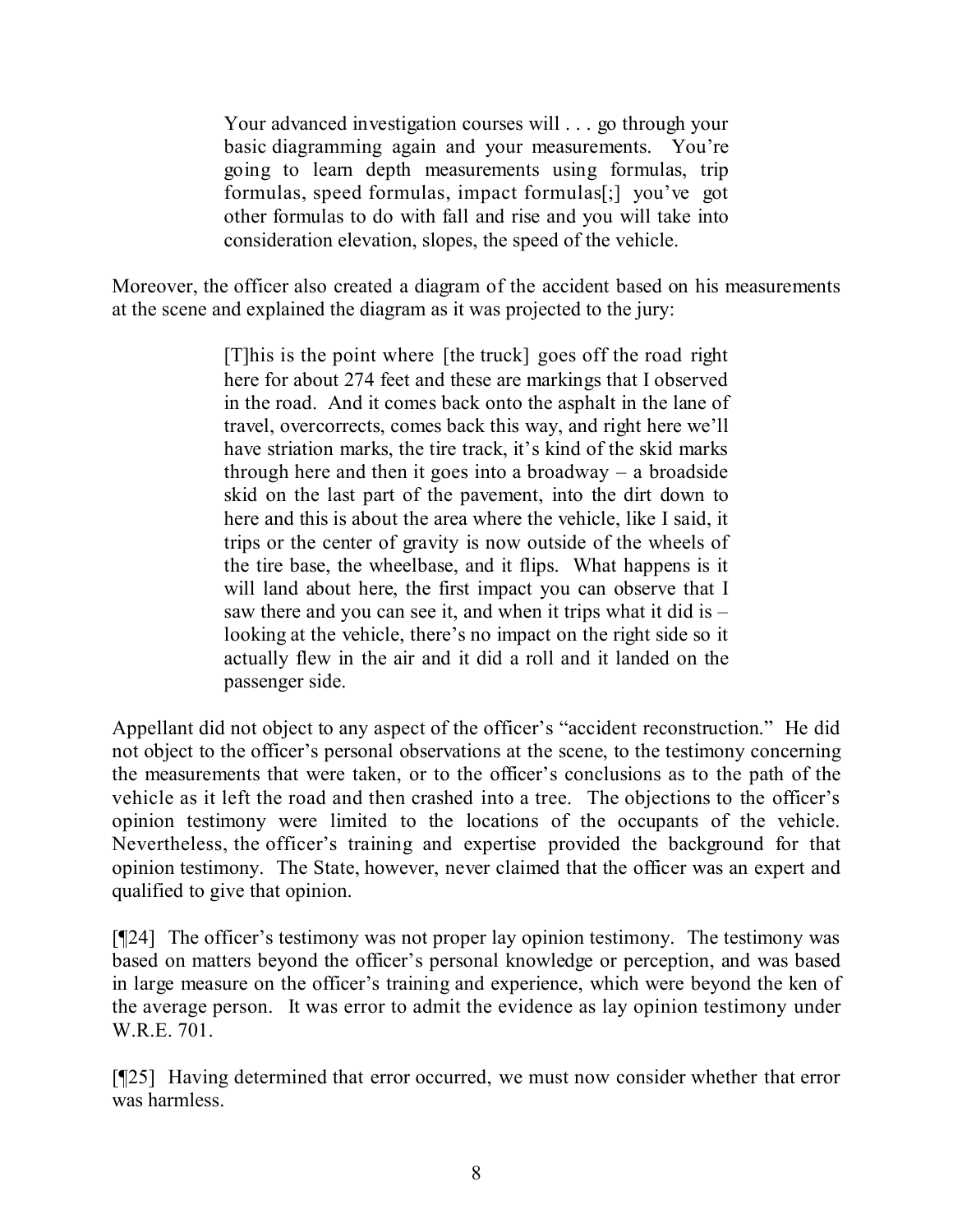> Your advanced investigation courses will . . . go through your basic diagramming again and your measurements. You're going to learn depth measurements using formulas, trip formulas, speed formulas, impact formulas[;] you've got other formulas to do with fall and rise and you will take into consideration elevation, slopes, the speed of the vehicle.

Moreover, the officer also created a diagram of the accident based on his measurements at the scene and explained the diagram as it was projected to the jury:

> [T]his is the point where [the truck] goes off the road right here for about 274 feet and these are markings that I observed in the road. And it comes back onto the asphalt in the lane of travel, overcorrects, comes back this way, and right here we'll have striation marks, the tire track, it's kind of the skid marks through here and then it goes into a broadway – a broadside skid on the last part of the pavement, into the dirt down to here and this is about the area where the vehicle, like I said, it trips or the center of gravity is now outside of the wheels of the tire base, the wheelbase, and it flips. What happens is it will land about here, the first impact you can observe that I saw there and you can see it, and when it trips what it did is – looking at the vehicle, there's no impact on the right side so it actually flew in the air and it did a roll and it landed on the passenger side.

Appellant did not object to any aspect of the officer's "accident reconstruction." He did not object to the officer's personal observations at the scene, to the testimony concerning the measurements that were taken, or to the officer's conclusions as to the path of the vehicle as it left the road and then crashed into a tree. The objections to the officer's opinion testimony were limited to the locations of the occupants of the vehicle. Nevertheless, the officer's training and expertise provided the background for that opinion testimony. The State, however, never claimed that the officer was an expert and qualified to give that opinion.

[¶24] The officer's testimony was not proper lay opinion testimony. The testimony was based on matters beyond the officer's personal knowledge or perception, and was based in large measure on the officer's training and experience, which were beyond the ken of the average person. It was error to admit the evidence as lay opinion testimony under W.R.E. 701.

[¶25] Having determined that error occurred, we must now consider whether that error was harmless.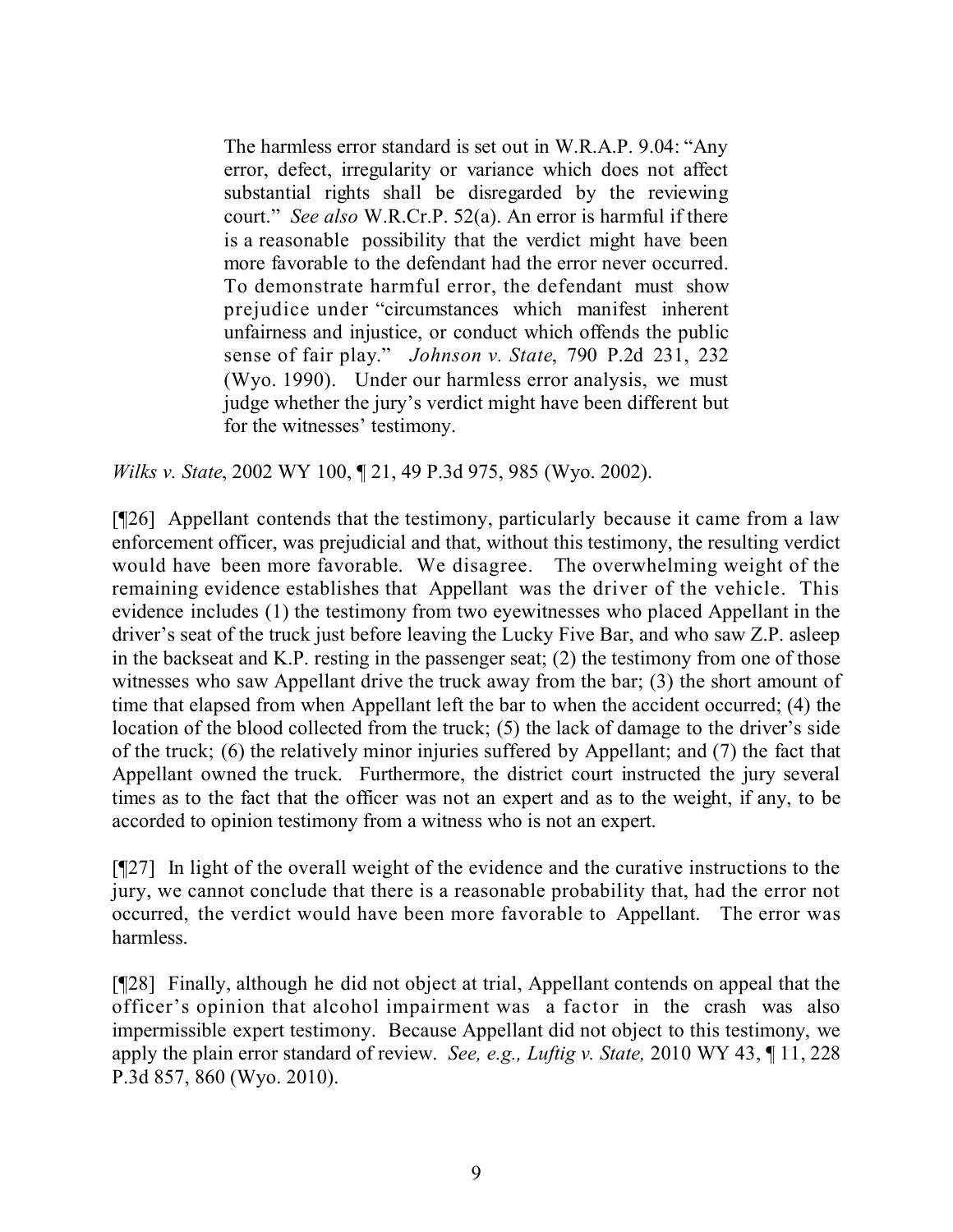> The harmless error standard is set out in W.R.A.P. 9.04: "Any error, defect, irregularity or variance which does not affect substantial rights shall be disregarded by the reviewing court." *See also* W.R.Cr.P. 52(a). An error is harmful if there is a reasonable possibility that the verdict might have been more favorable to the defendant had the error never occurred. To demonstrate harmful error, the defendant must show prejudice under "circumstances which manifest inherent unfairness and injustice, or conduct which offends the public sense of fair play." *Johnson v. State*, 790 P.2d 231, 232 (Wyo. 1990). Under our harmless error analysis, we must judge whether the jury's verdict might have been different but for the witnesses' testimony.

*Wilks v. State*, 2002 WY 100, ¶ 21, 49 P.3d 975, 985 (Wyo. 2002).

[¶26] Appellant contends that the testimony, particularly because it came from a law enforcement officer, was prejudicial and that, without this testimony, the resulting verdict would have been more favorable. We disagree. The overwhelming weight of the remaining evidence establishes that Appellant was the driver of the vehicle. This evidence includes (1) the testimony from two eyewitnesses who placed Appellant in the driver's seat of the truck just before leaving the Lucky Five Bar, and who saw Z.P. asleep in the backseat and K.P. resting in the passenger seat; (2) the testimony from one of those witnesses who saw Appellant drive the truck away from the bar; (3) the short amount of time that elapsed from when Appellant left the bar to when the accident occurred; (4) the location of the blood collected from the truck; (5) the lack of damage to the driver's side of the truck; (6) the relatively minor injuries suffered by Appellant; and (7) the fact that Appellant owned the truck. Furthermore, the district court instructed the jury several times as to the fact that the officer was not an expert and as to the weight, if any, to be accorded to opinion testimony from a witness who is not an expert.

[¶27] In light of the overall weight of the evidence and the curative instructions to the jury, we cannot conclude that there is a reasonable probability that, had the error not occurred, the verdict would have been more favorable to Appellant. The error was harmless.

[¶28] Finally, although he did not object at trial, Appellant contends on appeal that the officer's opinion that alcohol impairment was a factor in the crash was also impermissible expert testimony. Because Appellant did not object to this testimony, we apply the plain error standard of review. *See, e.g., Luftig v. State,* 2010 WY 43, ¶ 11, 228 P.3d 857, 860 (Wyo. 2010).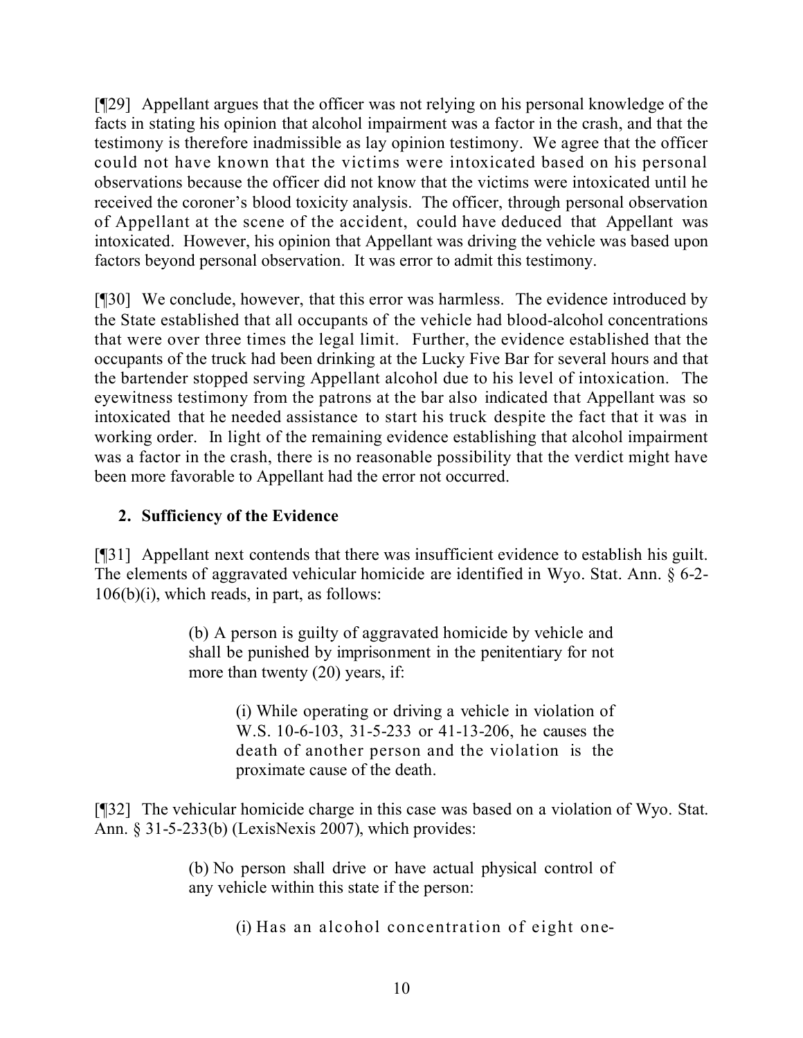[¶29] Appellant argues that the officer was not relying on his personal knowledge of the facts in stating his opinion that alcohol impairment was a factor in the crash, and that the testimony is therefore inadmissible as lay opinion testimony. We agree that the officer could not have known that the victims were intoxicated based on his personal observations because the officer did not know that the victims were intoxicated until he received the coroner's blood toxicity analysis. The officer, through personal observation of Appellant at the scene of the accident, could have deduced that Appellant was intoxicated. However, his opinion that Appellant was driving the vehicle was based upon factors beyond personal observation. It was error to admit this testimony.

[¶30] We conclude, however, that this error was harmless. The evidence introduced by the State established that all occupants of the vehicle had blood-alcohol concentrations that were over three times the legal limit. Further, the evidence established that the occupants of the truck had been drinking at the Lucky Five Bar for several hours and that the bartender stopped serving Appellant alcohol due to his level of intoxication. The eyewitness testimony from the patrons at the bar also indicated that Appellant was so intoxicated that he needed assistance to start his truck despite the fact that it was in working order. In light of the remaining evidence establishing that alcohol impairment was a factor in the crash, there is no reasonable possibility that the verdict might have been more favorable to Appellant had the error not occurred.

**2. Sufficiency of the Evidence**

[¶31] Appellant next contends that there was insufficient evidence to establish his guilt. The elements of aggravated vehicular homicide are identified in Wyo. Stat. Ann. § 6-2-106(b)(i), which reads, in part, as follows:

> (b) A person is guilty of aggravated homicide by vehicle and shall be punished by imprisonment in the penitentiary for not more than twenty (20) years, if:
>
> > (i) While operating or driving a vehicle in violation of W.S. 10-6-103, 31-5-233 or 41-13-206, he causes the death of another person and the violation is the proximate cause of the death.

[¶32] The vehicular homicide charge in this case was based on a violation of Wyo. Stat. Ann. § 31-5-233(b) (LexisNexis 2007), which provides:

> (b) No person shall drive or have actual physical control of any vehicle within this state if the person:
>
> > (i) Has an alcohol concentration of eight one-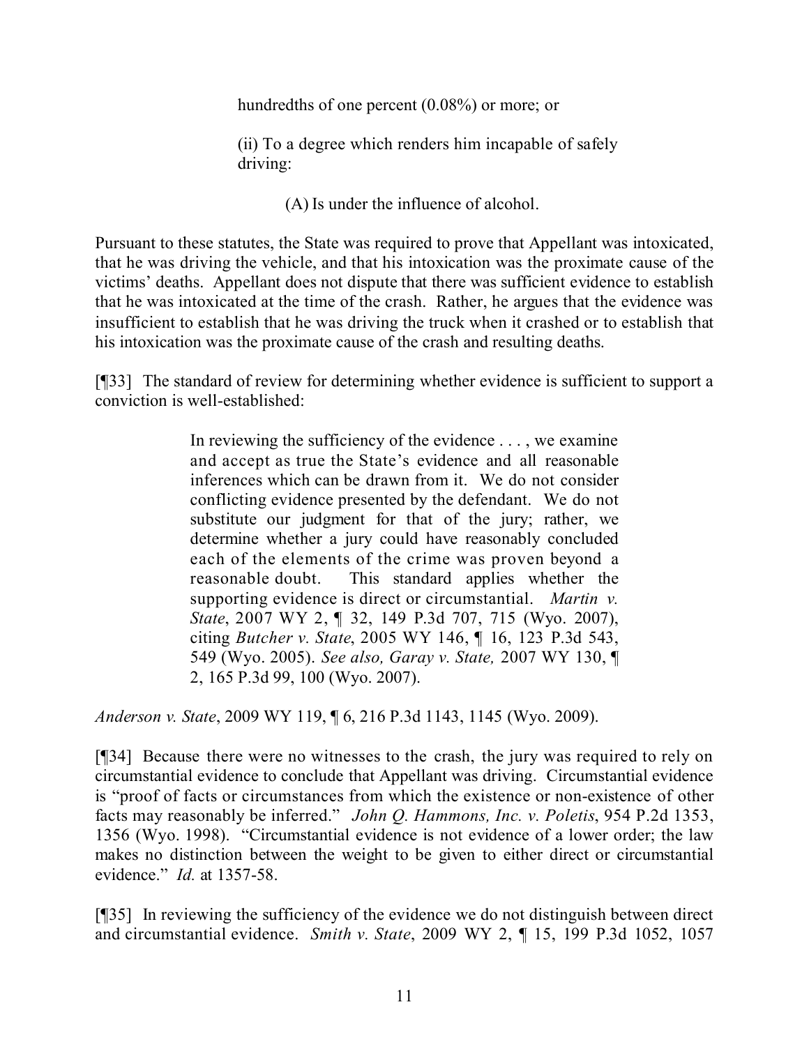> hundredths of one percent (0.08%) or more; or
>
> (ii) To a degree which renders him incapable of safely driving:
>
> > (A) Is under the influence of alcohol.

Pursuant to these statutes, the State was required to prove that Appellant was intoxicated, that he was driving the vehicle, and that his intoxication was the proximate cause of the victims' deaths. Appellant does not dispute that there was sufficient evidence to establish that he was intoxicated at the time of the crash. Rather, he argues that the evidence was insufficient to establish that he was driving the truck when it crashed or to establish that his intoxication was the proximate cause of the crash and resulting deaths.

[¶33] The standard of review for determining whether evidence is sufficient to support a conviction is well-established:

> In reviewing the sufficiency of the evidence . . . , we examine and accept as true the State's evidence and all reasonable inferences which can be drawn from it. We do not consider conflicting evidence presented by the defendant. We do not substitute our judgment for that of the jury; rather, we determine whether a jury could have reasonably concluded each of the elements of the crime was proven beyond a reasonable doubt. This standard applies whether the supporting evidence is direct or circumstantial. *Martin v. State*, 2007 WY 2, ¶ 32, 149 P.3d 707, 715 (Wyo. 2007), citing *Butcher v. State*, 2005 WY 146, ¶ 16, 123 P.3d 543, 549 (Wyo. 2005). *See also, Garay v. State,* 2007 WY 130, ¶ 2, 165 P.3d 99, 100 (Wyo. 2007).

*Anderson v. State*, 2009 WY 119, ¶ 6, 216 P.3d 1143, 1145 (Wyo. 2009).

[¶34] Because there were no witnesses to the crash, the jury was required to rely on circumstantial evidence to conclude that Appellant was driving. Circumstantial evidence is "proof of facts or circumstances from which the existence or non-existence of other facts may reasonably be inferred." *John Q. Hammons, Inc. v. Poletis*, 954 P.2d 1353, 1356 (Wyo. 1998). "Circumstantial evidence is not evidence of a lower order; the law makes no distinction between the weight to be given to either direct or circumstantial evidence." *Id.* at 1357-58.

[¶35] In reviewing the sufficiency of the evidence we do not distinguish between direct and circumstantial evidence. *Smith v. State*, 2009 WY 2, ¶ 15, 199 P.3d 1052, 1057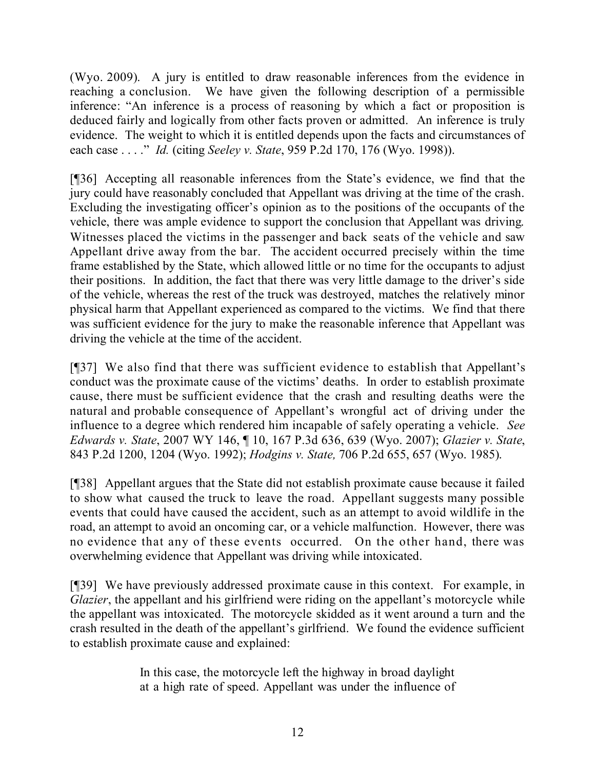(Wyo. 2009). A jury is entitled to draw reasonable inferences from the evidence in reaching a conclusion. We have given the following description of a permissible inference: "An inference is a process of reasoning by which a fact or proposition is deduced fairly and logically from other facts proven or admitted. An inference is truly evidence. The weight to which it is entitled depends upon the facts and circumstances of each case . . . ." *Id.* (citing *Seeley v. State*, 959 P.2d 170, 176 (Wyo. 1998)).

[¶36] Accepting all reasonable inferences from the State's evidence, we find that the jury could have reasonably concluded that Appellant was driving at the time of the crash. Excluding the investigating officer's opinion as to the positions of the occupants of the vehicle, there was ample evidence to support the conclusion that Appellant was driving. Witnesses placed the victims in the passenger and back seats of the vehicle and saw Appellant drive away from the bar. The accident occurred precisely within the time frame established by the State, which allowed little or no time for the occupants to adjust their positions. In addition, the fact that there was very little damage to the driver's side of the vehicle, whereas the rest of the truck was destroyed, matches the relatively minor physical harm that Appellant experienced as compared to the victims. We find that there was sufficient evidence for the jury to make the reasonable inference that Appellant was driving the vehicle at the time of the accident.

[¶37] We also find that there was sufficient evidence to establish that Appellant's conduct was the proximate cause of the victims' deaths. In order to establish proximate cause, there must be sufficient evidence that the crash and resulting deaths were the natural and probable consequence of Appellant's wrongful act of driving under the influence to a degree which rendered him incapable of safely operating a vehicle. *See Edwards v. State*, 2007 WY 146, ¶ 10, 167 P.3d 636, 639 (Wyo. 2007); *Glazier v. State*, 843 P.2d 1200, 1204 (Wyo. 1992); *Hodgins v. State,* 706 P.2d 655, 657 (Wyo. 1985).

[¶38] Appellant argues that the State did not establish proximate cause because it failed to show what caused the truck to leave the road. Appellant suggests many possible events that could have caused the accident, such as an attempt to avoid wildlife in the road, an attempt to avoid an oncoming car, or a vehicle malfunction. However, there was no evidence that any of these events occurred. On the other hand, there was overwhelming evidence that Appellant was driving while intoxicated.

[¶39] We have previously addressed proximate cause in this context. For example, in *Glazier*, the appellant and his girlfriend were riding on the appellant's motorcycle while the appellant was intoxicated. The motorcycle skidded as it went around a turn and the crash resulted in the death of the appellant's girlfriend. We found the evidence sufficient to establish proximate cause and explained:

> In this case, the motorcycle left the highway in broad daylight at a high rate of speed. Appellant was under the influence of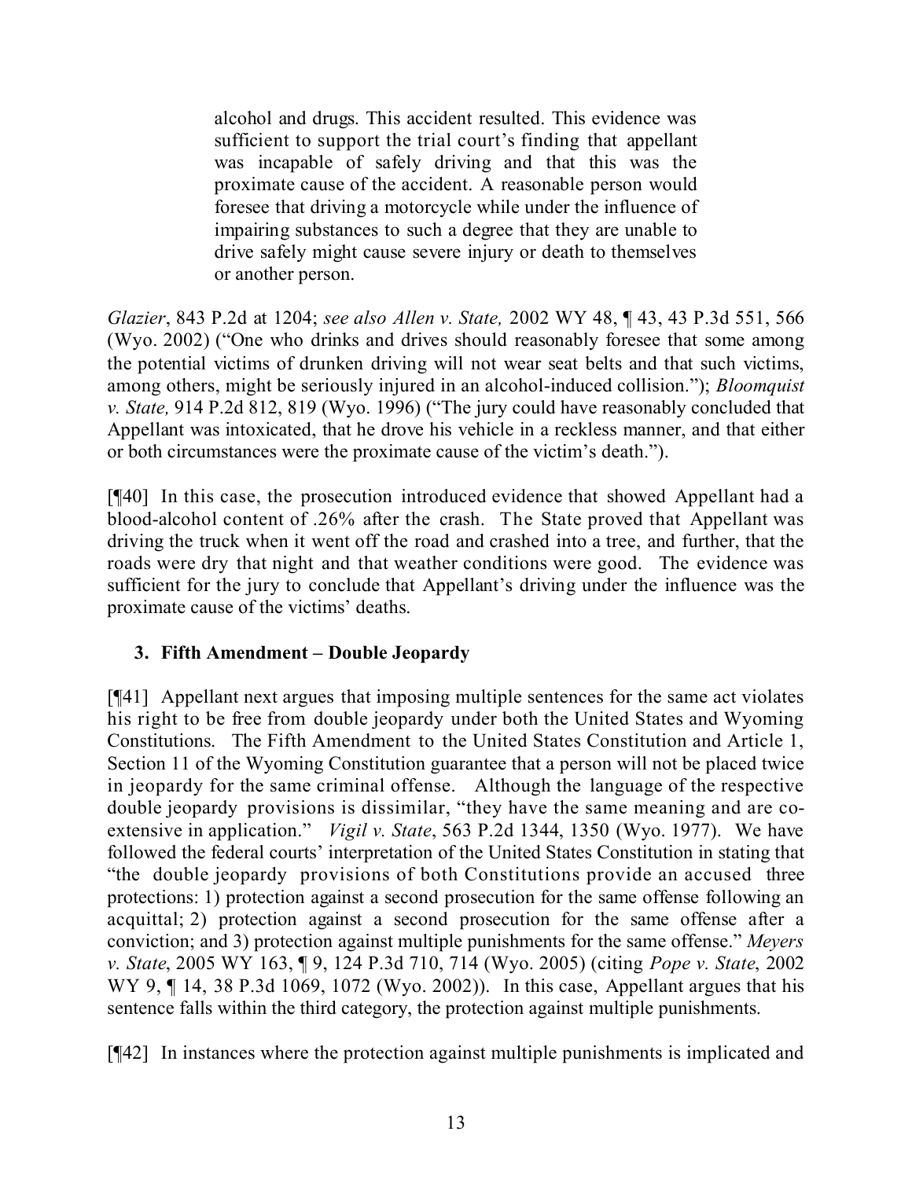> alcohol and drugs. This accident resulted. This evidence was sufficient to support the trial court's finding that appellant was incapable of safely driving and that this was the proximate cause of the accident. A reasonable person would foresee that driving a motorcycle while under the influence of impairing substances to such a degree that they are unable to drive safely might cause severe injury or death to themselves or another person.

*Glazier*, 843 P.2d at 1204; *see also Allen v. State,* 2002 WY 48, ¶ 43, 43 P.3d 551, 566 (Wyo. 2002) ("One who drinks and drives should reasonably foresee that some among the potential victims of drunken driving will not wear seat belts and that such victims, among others, might be seriously injured in an alcohol-induced collision."); *Bloomquist v. State,* 914 P.2d 812, 819 (Wyo. 1996) ("The jury could have reasonably concluded that Appellant was intoxicated, that he drove his vehicle in a reckless manner, and that either or both circumstances were the proximate cause of the victim's death.").

[¶40] In this case, the prosecution introduced evidence that showed Appellant had a blood-alcohol content of .26% after the crash. The State proved that Appellant was driving the truck when it went off the road and crashed into a tree, and further, that the roads were dry that night and that weather conditions were good. The evidence was sufficient for the jury to conclude that Appellant's driving under the influence was the proximate cause of the victims' deaths.

### 3. Fifth Amendment – Double Jeopardy

[¶41] Appellant next argues that imposing multiple sentences for the same act violates his right to be free from double jeopardy under both the United States and Wyoming Constitutions. The Fifth Amendment to the United States Constitution and Article 1, Section 11 of the Wyoming Constitution guarantee that a person will not be placed twice in jeopardy for the same criminal offense. Although the language of the respective double jeopardy provisions is dissimilar, "they have the same meaning and are co-extensive in application." *Vigil v. State*, 563 P.2d 1344, 1350 (Wyo. 1977). We have followed the federal courts' interpretation of the United States Constitution in stating that "the double jeopardy provisions of both Constitutions provide an accused three protections: 1) protection against a second prosecution for the same offense following an acquittal; 2) protection against a second prosecution for the same offense after a conviction; and 3) protection against multiple punishments for the same offense." *Meyers v. State*, 2005 WY 163, ¶ 9, 124 P.3d 710, 714 (Wyo. 2005) (citing *Pope v. State*, 2002 WY 9, ¶ 14, 38 P.3d 1069, 1072 (Wyo. 2002)). In this case, Appellant argues that his sentence falls within the third category, the protection against multiple punishments.

[¶42] In instances where the protection against multiple punishments is implicated and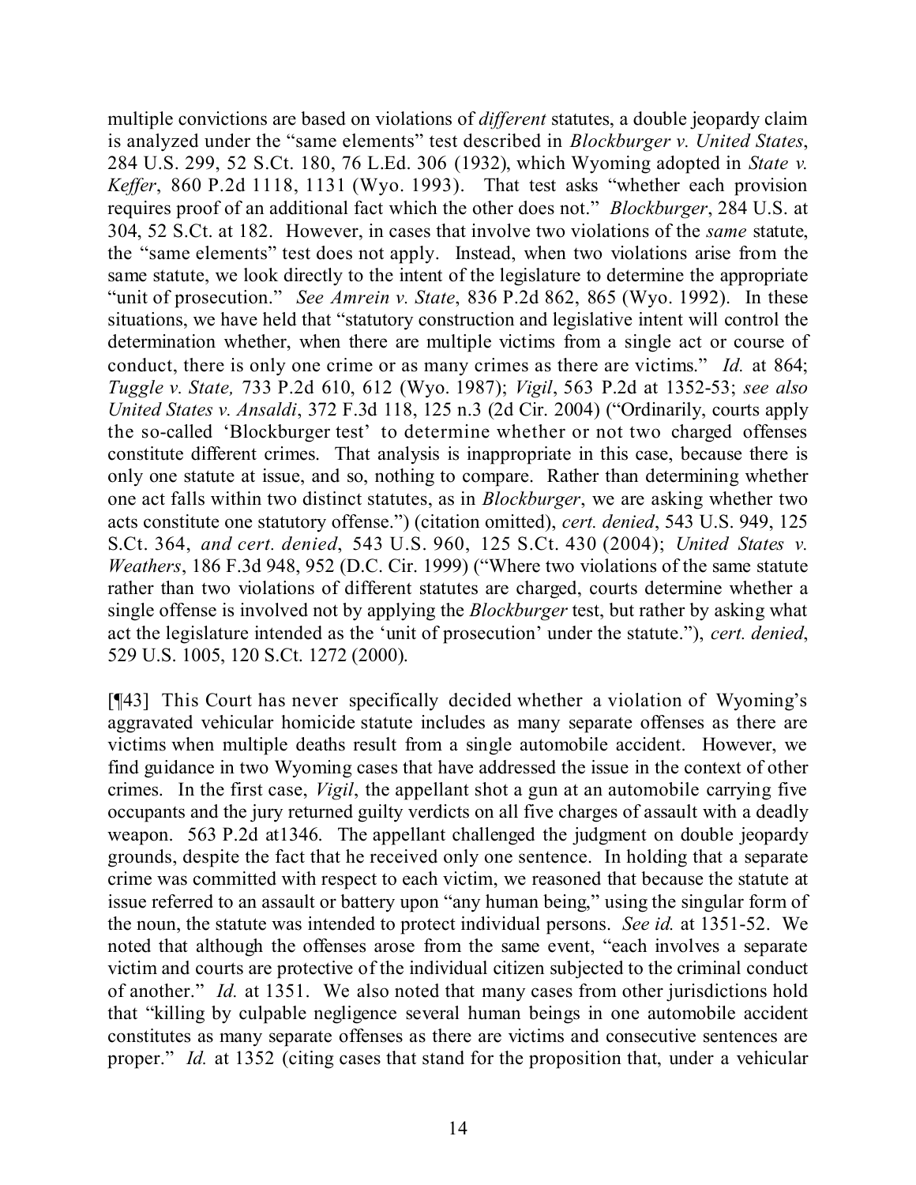multiple convictions are based on violations of *different* statutes, a double jeopardy claim is analyzed under the "same elements" test described in *Blockburger v. United States*, 284 U.S. 299, 52 S.Ct. 180, 76 L.Ed. 306 (1932), which Wyoming adopted in *State v. Keffer*, 860 P.2d 1118, 1131 (Wyo. 1993). That test asks "whether each provision requires proof of an additional fact which the other does not." *Blockburger*, 284 U.S. at 304, 52 S.Ct. at 182. However, in cases that involve two violations of the *same* statute, the "same elements" test does not apply. Instead, when two violations arise from the same statute, we look directly to the intent of the legislature to determine the appropriate "unit of prosecution." *See Amrein v. State*, 836 P.2d 862, 865 (Wyo. 1992). In these situations, we have held that "statutory construction and legislative intent will control the determination whether, when there are multiple victims from a single act or course of conduct, there is only one crime or as many crimes as there are victims." *Id.* at 864; *Tuggle v. State,* 733 P.2d 610, 612 (Wyo. 1987); *Vigil*, 563 P.2d at 1352-53; *see also United States v. Ansaldi*, 372 F.3d 118, 125 n.3 (2d Cir. 2004) ("Ordinarily, courts apply the so-called 'Blockburger test' to determine whether or not two charged offenses constitute different crimes. That analysis is inappropriate in this case, because there is only one statute at issue, and so, nothing to compare. Rather than determining whether one act falls within two distinct statutes, as in *Blockburger*, we are asking whether two acts constitute one statutory offense.") (citation omitted), *cert. denied*, 543 U.S. 949, 125 S.Ct. 364, *and cert. denied*, 543 U.S. 960, 125 S.Ct. 430 (2004); *United States v. Weathers*, 186 F.3d 948, 952 (D.C. Cir. 1999) ("Where two violations of the same statute rather than two violations of different statutes are charged, courts determine whether a single offense is involved not by applying the *Blockburger* test, but rather by asking what act the legislature intended as the 'unit of prosecution' under the statute."), *cert. denied*, 529 U.S. 1005, 120 S.Ct. 1272 (2000).

[¶43] This Court has never specifically decided whether a violation of Wyoming's aggravated vehicular homicide statute includes as many separate offenses as there are victims when multiple deaths result from a single automobile accident. However, we find guidance in two Wyoming cases that have addressed the issue in the context of other crimes. In the first case, *Vigil*, the appellant shot a gun at an automobile carrying five occupants and the jury returned guilty verdicts on all five charges of assault with a deadly weapon. 563 P.2d at1346. The appellant challenged the judgment on double jeopardy grounds, despite the fact that he received only one sentence. In holding that a separate crime was committed with respect to each victim, we reasoned that because the statute at issue referred to an assault or battery upon "any human being," using the singular form of the noun, the statute was intended to protect individual persons. *See id.* at 1351-52. We noted that although the offenses arose from the same event, "each involves a separate victim and courts are protective of the individual citizen subjected to the criminal conduct of another." *Id.* at 1351. We also noted that many cases from other jurisdictions hold that "killing by culpable negligence several human beings in one automobile accident constitutes as many separate offenses as there are victims and consecutive sentences are proper." *Id.* at 1352 (citing cases that stand for the proposition that, under a vehicular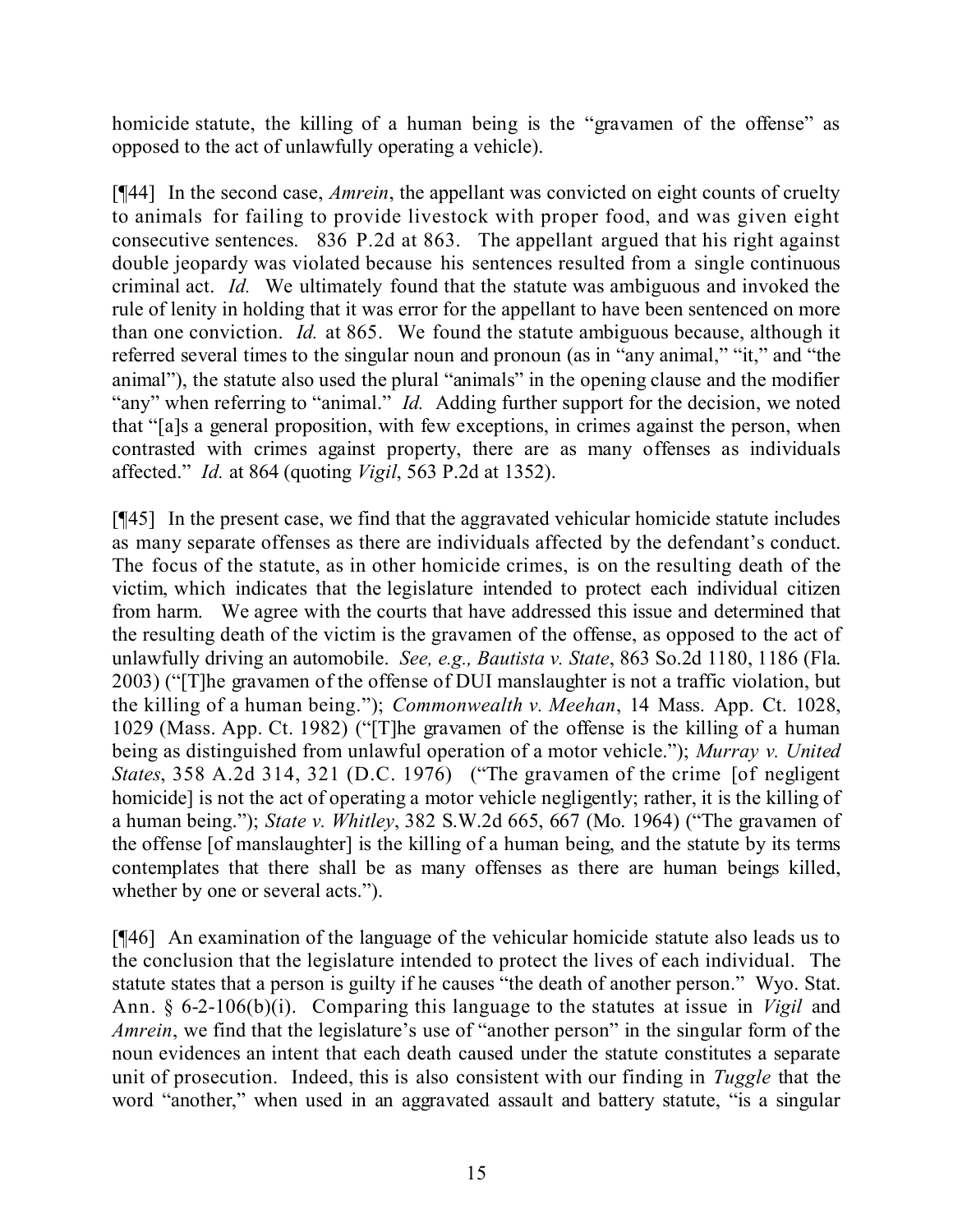homicide statute, the killing of a human being is the "gravamen of the offense" as opposed to the act of unlawfully operating a vehicle).

[¶44] In the second case, *Amrein*, the appellant was convicted on eight counts of cruelty to animals for failing to provide livestock with proper food, and was given eight consecutive sentences. 836 P.2d at 863. The appellant argued that his right against double jeopardy was violated because his sentences resulted from a single continuous criminal act. *Id.* We ultimately found that the statute was ambiguous and invoked the rule of lenity in holding that it was error for the appellant to have been sentenced on more than one conviction. *Id.* at 865. We found the statute ambiguous because, although it referred several times to the singular noun and pronoun (as in "any animal," "it," and "the animal"), the statute also used the plural "animals" in the opening clause and the modifier "any" when referring to "animal." *Id.* Adding further support for the decision, we noted that "[a]s a general proposition, with few exceptions, in crimes against the person, when contrasted with crimes against property, there are as many offenses as individuals affected." *Id.* at 864 (quoting *Vigil*, 563 P.2d at 1352).

[¶45] In the present case, we find that the aggravated vehicular homicide statute includes as many separate offenses as there are individuals affected by the defendant's conduct. The focus of the statute, as in other homicide crimes, is on the resulting death of the victim, which indicates that the legislature intended to protect each individual citizen from harm. We agree with the courts that have addressed this issue and determined that the resulting death of the victim is the gravamen of the offense, as opposed to the act of unlawfully driving an automobile. *See, e.g., Bautista v. State*, 863 So.2d 1180, 1186 (Fla. 2003) ("[T]he gravamen of the offense of DUI manslaughter is not a traffic violation, but the killing of a human being."); *Commonwealth v. Meehan*, 14 Mass. App. Ct. 1028, 1029 (Mass. App. Ct. 1982) ("[T]he gravamen of the offense is the killing of a human being as distinguished from unlawful operation of a motor vehicle."); *Murray v. United States*, 358 A.2d 314, 321 (D.C. 1976) ("The gravamen of the crime [of negligent homicide] is not the act of operating a motor vehicle negligently; rather, it is the killing of a human being."); *State v. Whitley*, 382 S.W.2d 665, 667 (Mo. 1964) ("The gravamen of the offense [of manslaughter] is the killing of a human being, and the statute by its terms contemplates that there shall be as many offenses as there are human beings killed, whether by one or several acts.").

[¶46] An examination of the language of the vehicular homicide statute also leads us to the conclusion that the legislature intended to protect the lives of each individual. The statute states that a person is guilty if he causes "the death of another person." Wyo. Stat. Ann. § 6-2-106(b)(i). Comparing this language to the statutes at issue in *Vigil* and *Amrein*, we find that the legislature's use of "another person" in the singular form of the noun evidences an intent that each death caused under the statute constitutes a separate unit of prosecution. Indeed, this is also consistent with our finding in *Tuggle* that the word "another," when used in an aggravated assault and battery statute, "is a singular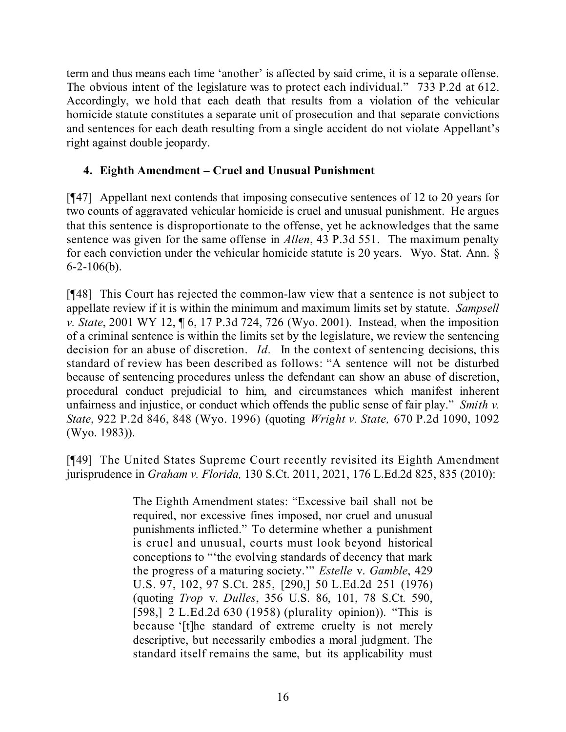term and thus means each time 'another' is affected by said crime, it is a separate offense. The obvious intent of the legislature was to protect each individual." 733 P.2d at 612. Accordingly, we hold that each death that results from a violation of the vehicular homicide statute constitutes a separate unit of prosecution and that separate convictions and sentences for each death resulting from a single accident do not violate Appellant's right against double jeopardy.

**4. Eighth Amendment – Cruel and Unusual Punishment**

[¶47] Appellant next contends that imposing consecutive sentences of 12 to 20 years for two counts of aggravated vehicular homicide is cruel and unusual punishment. He argues that this sentence is disproportionate to the offense, yet he acknowledges that the same sentence was given for the same offense in *Allen*, 43 P.3d 551. The maximum penalty for each conviction under the vehicular homicide statute is 20 years. Wyo. Stat. Ann. § 6-2-106(b).

[¶48] This Court has rejected the common-law view that a sentence is not subject to appellate review if it is within the minimum and maximum limits set by statute. *Sampsell v. State*, 2001 WY 12, ¶ 6, 17 P.3d 724, 726 (Wyo. 2001). Instead, when the imposition of a criminal sentence is within the limits set by the legislature, we review the sentencing decision for an abuse of discretion. *Id.* In the context of sentencing decisions, this standard of review has been described as follows: "A sentence will not be disturbed because of sentencing procedures unless the defendant can show an abuse of discretion, procedural conduct prejudicial to him, and circumstances which manifest inherent unfairness and injustice, or conduct which offends the public sense of fair play." *Smith v. State*, 922 P.2d 846, 848 (Wyo. 1996) (quoting *Wright v. State,* 670 P.2d 1090, 1092 (Wyo. 1983)).

[¶49] The United States Supreme Court recently revisited its Eighth Amendment jurisprudence in *Graham v. Florida,* 130 S.Ct. 2011, 2021, 176 L.Ed.2d 825, 835 (2010):

> The Eighth Amendment states: "Excessive bail shall not be required, nor excessive fines imposed, nor cruel and unusual punishments inflicted." To determine whether a punishment is cruel and unusual, courts must look beyond historical conceptions to "'the evolving standards of decency that mark the progress of a maturing society.'" *Estelle* v. *Gamble*, 429 U.S. 97, 102, 97 S.Ct. 285, [290,] 50 L.Ed.2d 251 (1976) (quoting *Trop* v. *Dulles*, 356 U.S. 86, 101, 78 S.Ct. 590, [598,] 2 L.Ed.2d 630 (1958) (plurality opinion)). "This is because '[t]he standard of extreme cruelty is not merely descriptive, but necessarily embodies a moral judgment. The standard itself remains the same, but its applicability must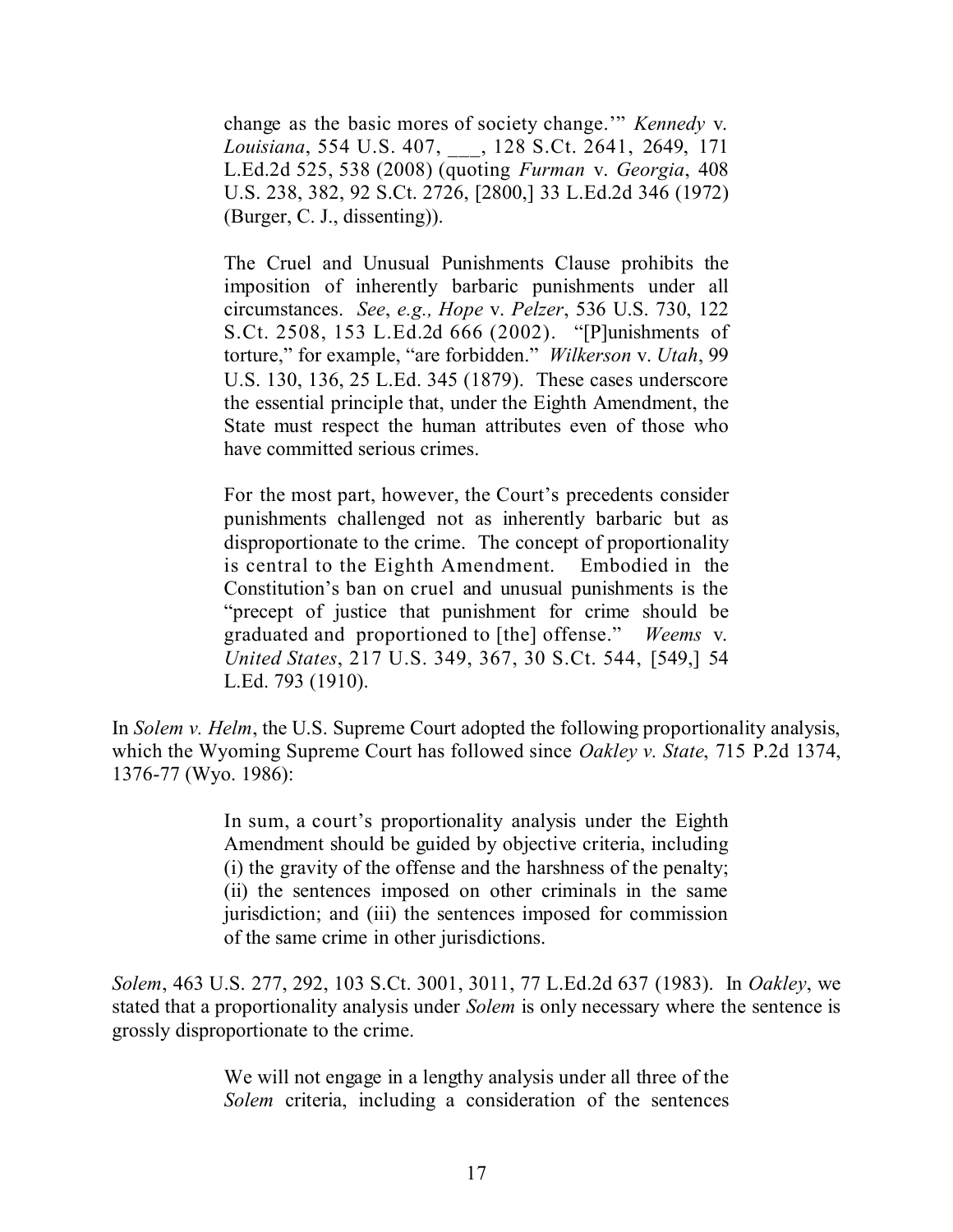> change as the basic mores of society change.'" *Kennedy* v. *Louisiana*, 554 U.S. 407, ___, 128 S.Ct. 2641, 2649, 171 L.Ed.2d 525, 538 (2008) (quoting *Furman* v. *Georgia*, 408 U.S. 238, 382, 92 S.Ct. 2726, [2800,] 33 L.Ed.2d 346 (1972) (Burger, C. J., dissenting)).
>
> The Cruel and Unusual Punishments Clause prohibits the imposition of inherently barbaric punishments under all circumstances. *See*, *e.g., Hope* v. *Pelzer*, 536 U.S. 730, 122 S.Ct. 2508, 153 L.Ed.2d 666 (2002). "[P]unishments of torture," for example, "are forbidden." *Wilkerson* v. *Utah*, 99 U.S. 130, 136, 25 L.Ed. 345 (1879). These cases underscore the essential principle that, under the Eighth Amendment, the State must respect the human attributes even of those who have committed serious crimes.
>
> For the most part, however, the Court's precedents consider punishments challenged not as inherently barbaric but as disproportionate to the crime. The concept of proportionality is central to the Eighth Amendment. Embodied in the Constitution's ban on cruel and unusual punishments is the "precept of justice that punishment for crime should be graduated and proportioned to [the] offense." *Weems* v. *United States*, 217 U.S. 349, 367, 30 S.Ct. 544, [549,] 54 L.Ed. 793 (1910).

In *Solem v. Helm*, the U.S. Supreme Court adopted the following proportionality analysis, which the Wyoming Supreme Court has followed since *Oakley v. State*, 715 P.2d 1374, 1376-77 (Wyo. 1986):

> In sum, a court's proportionality analysis under the Eighth Amendment should be guided by objective criteria, including (i) the gravity of the offense and the harshness of the penalty; (ii) the sentences imposed on other criminals in the same jurisdiction; and (iii) the sentences imposed for commission of the same crime in other jurisdictions.

*Solem*, 463 U.S. 277, 292, 103 S.Ct. 3001, 3011, 77 L.Ed.2d 637 (1983). In *Oakley*, we stated that a proportionality analysis under *Solem* is only necessary where the sentence is grossly disproportionate to the crime.

> We will not engage in a lengthy analysis under all three of the *Solem* criteria, including a consideration of the sentences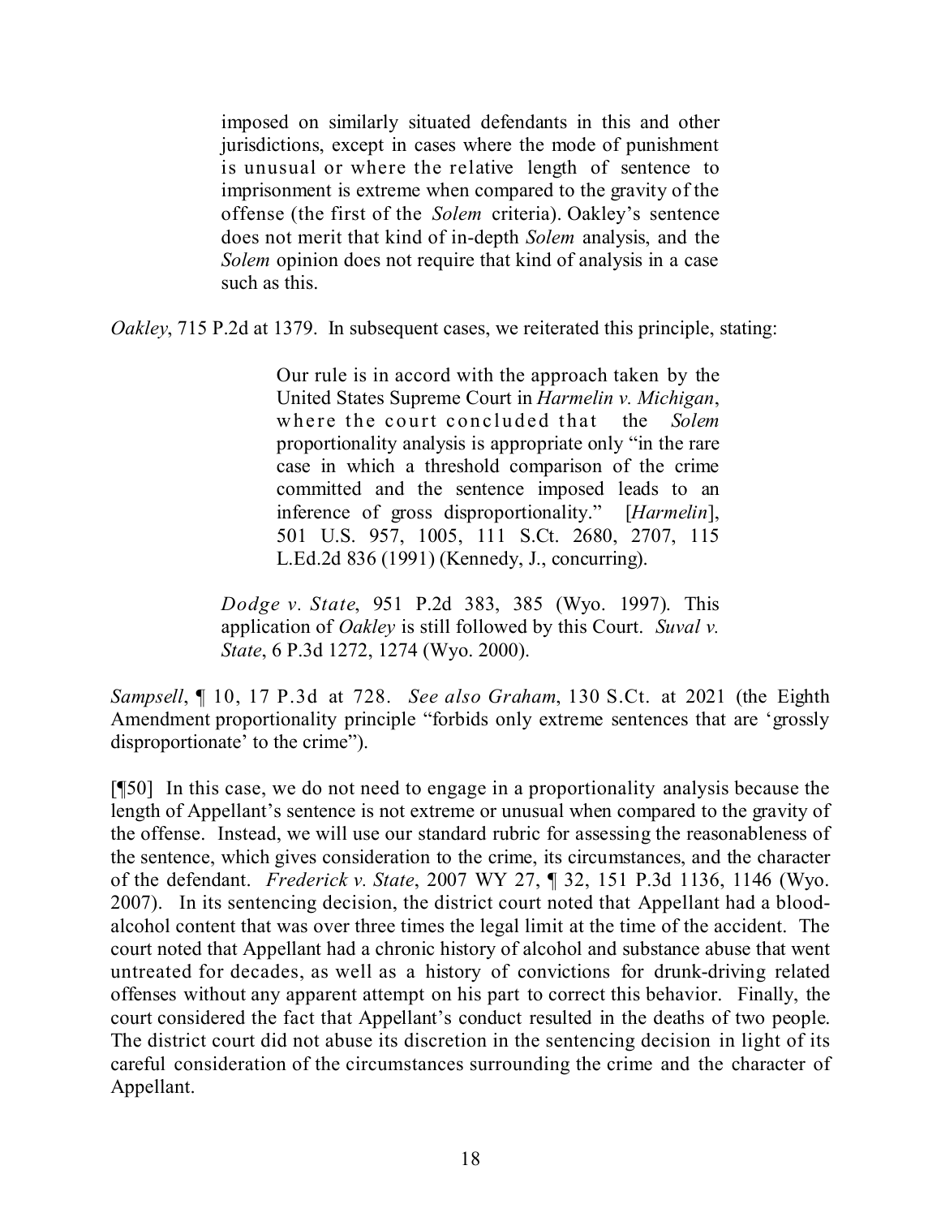> imposed on similarly situated defendants in this and other jurisdictions, except in cases where the mode of punishment is unusual or where the relative length of sentence to imprisonment is extreme when compared to the gravity of the offense (the first of the *Solem* criteria). Oakley's sentence does not merit that kind of in-depth *Solem* analysis, and the *Solem* opinion does not require that kind of analysis in a case such as this.

*Oakley*, 715 P.2d at 1379. In subsequent cases, we reiterated this principle, stating:

> > Our rule is in accord with the approach taken by the United States Supreme Court in *Harmelin v. Michigan*, where the court concluded that the *Solem* proportionality analysis is appropriate only "in the rare case in which a threshold comparison of the crime committed and the sentence imposed leads to an inference of gross disproportionality." [*Harmelin*], 501 U.S. 957, 1005, 111 S.Ct. 2680, 2707, 115 L.Ed.2d 836 (1991) (Kennedy, J., concurring).
>
> *Dodge v. State*, 951 P.2d 383, 385 (Wyo. 1997). This application of *Oakley* is still followed by this Court. *Suval v. State*, 6 P.3d 1272, 1274 (Wyo. 2000).

*Sampsell*, ¶ 10, 17 P.3d at 728. *See also Graham*, 130 S.Ct. at 2021 (the Eighth Amendment proportionality principle "forbids only extreme sentences that are 'grossly disproportionate' to the crime").

[¶50] In this case, we do not need to engage in a proportionality analysis because the length of Appellant's sentence is not extreme or unusual when compared to the gravity of the offense. Instead, we will use our standard rubric for assessing the reasonableness of the sentence, which gives consideration to the crime, its circumstances, and the character of the defendant. *Frederick v. State*, 2007 WY 27, ¶ 32, 151 P.3d 1136, 1146 (Wyo. 2007). In its sentencing decision, the district court noted that Appellant had a blood-alcohol content that was over three times the legal limit at the time of the accident. The court noted that Appellant had a chronic history of alcohol and substance abuse that went untreated for decades, as well as a history of convictions for drunk-driving related offenses without any apparent attempt on his part to correct this behavior. Finally, the court considered the fact that Appellant's conduct resulted in the deaths of two people. The district court did not abuse its discretion in the sentencing decision in light of its careful consideration of the circumstances surrounding the crime and the character of Appellant.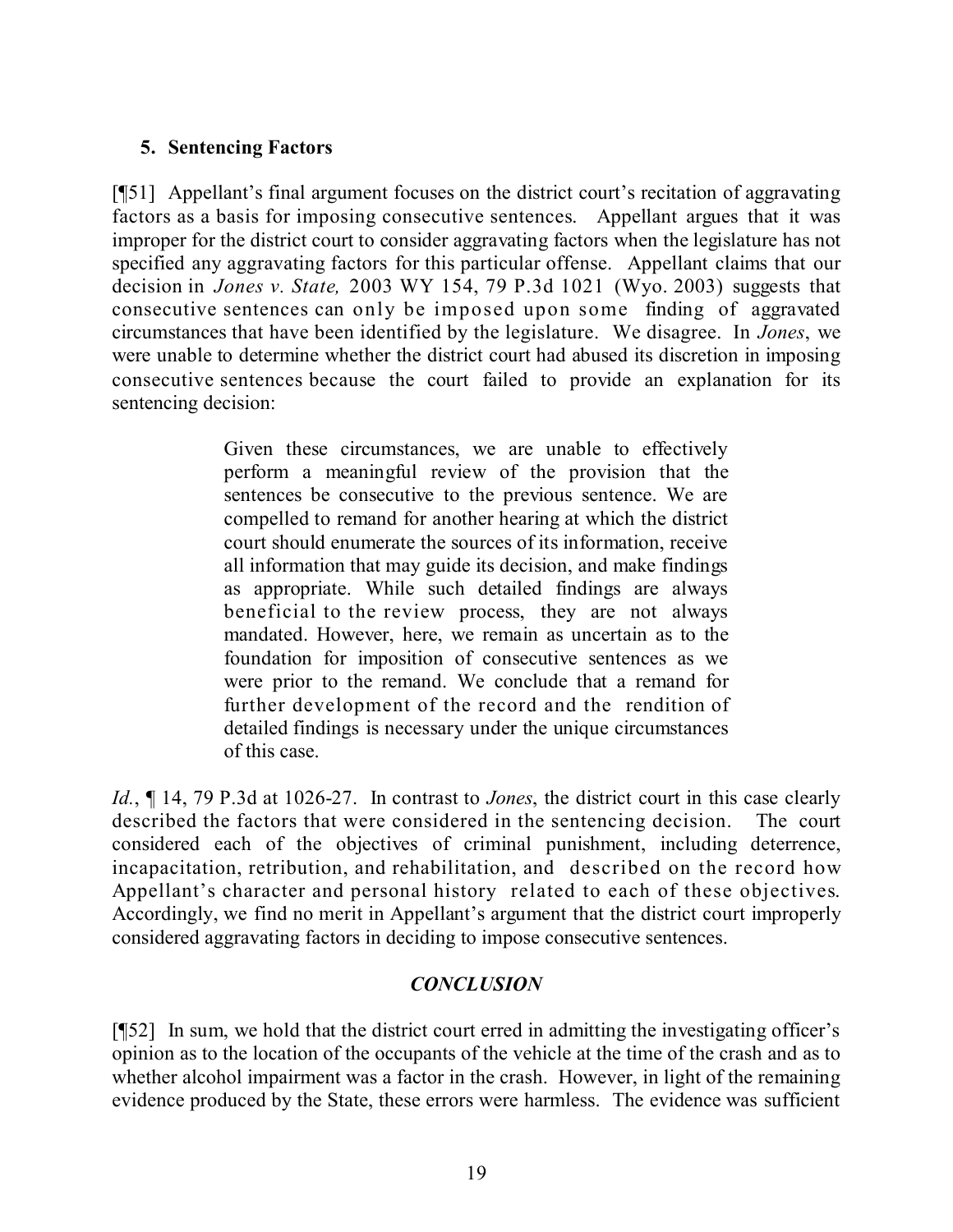### 5. Sentencing Factors

[¶51] Appellant's final argument focuses on the district court's recitation of aggravating factors as a basis for imposing consecutive sentences. Appellant argues that it was improper for the district court to consider aggravating factors when the legislature has not specified any aggravating factors for this particular offense. Appellant claims that our decision in *Jones v. State,* 2003 WY 154, 79 P.3d 1021 (Wyo. 2003) suggests that consecutive sentences can only be imposed upon some finding of aggravated circumstances that have been identified by the legislature. We disagree. In *Jones*, we were unable to determine whether the district court had abused its discretion in imposing consecutive sentences because the court failed to provide an explanation for its sentencing decision:

> Given these circumstances, we are unable to effectively perform a meaningful review of the provision that the sentences be consecutive to the previous sentence. We are compelled to remand for another hearing at which the district court should enumerate the sources of its information, receive all information that may guide its decision, and make findings as appropriate. While such detailed findings are always beneficial to the review process, they are not always mandated. However, here, we remain as uncertain as to the foundation for imposition of consecutive sentences as we were prior to the remand. We conclude that a remand for further development of the record and the rendition of detailed findings is necessary under the unique circumstances of this case.

*Id.*, ¶ 14, 79 P.3d at 1026-27. In contrast to *Jones*, the district court in this case clearly described the factors that were considered in the sentencing decision. The court considered each of the objectives of criminal punishment, including deterrence, incapacitation, retribution, and rehabilitation, and described on the record how Appellant's character and personal history related to each of these objectives. Accordingly, we find no merit in Appellant's argument that the district court improperly considered aggravating factors in deciding to impose consecutive sentences.

## *CONCLUSION*

[¶52] In sum, we hold that the district court erred in admitting the investigating officer's opinion as to the location of the occupants of the vehicle at the time of the crash and as to whether alcohol impairment was a factor in the crash. However, in light of the remaining evidence produced by the State, these errors were harmless. The evidence was sufficient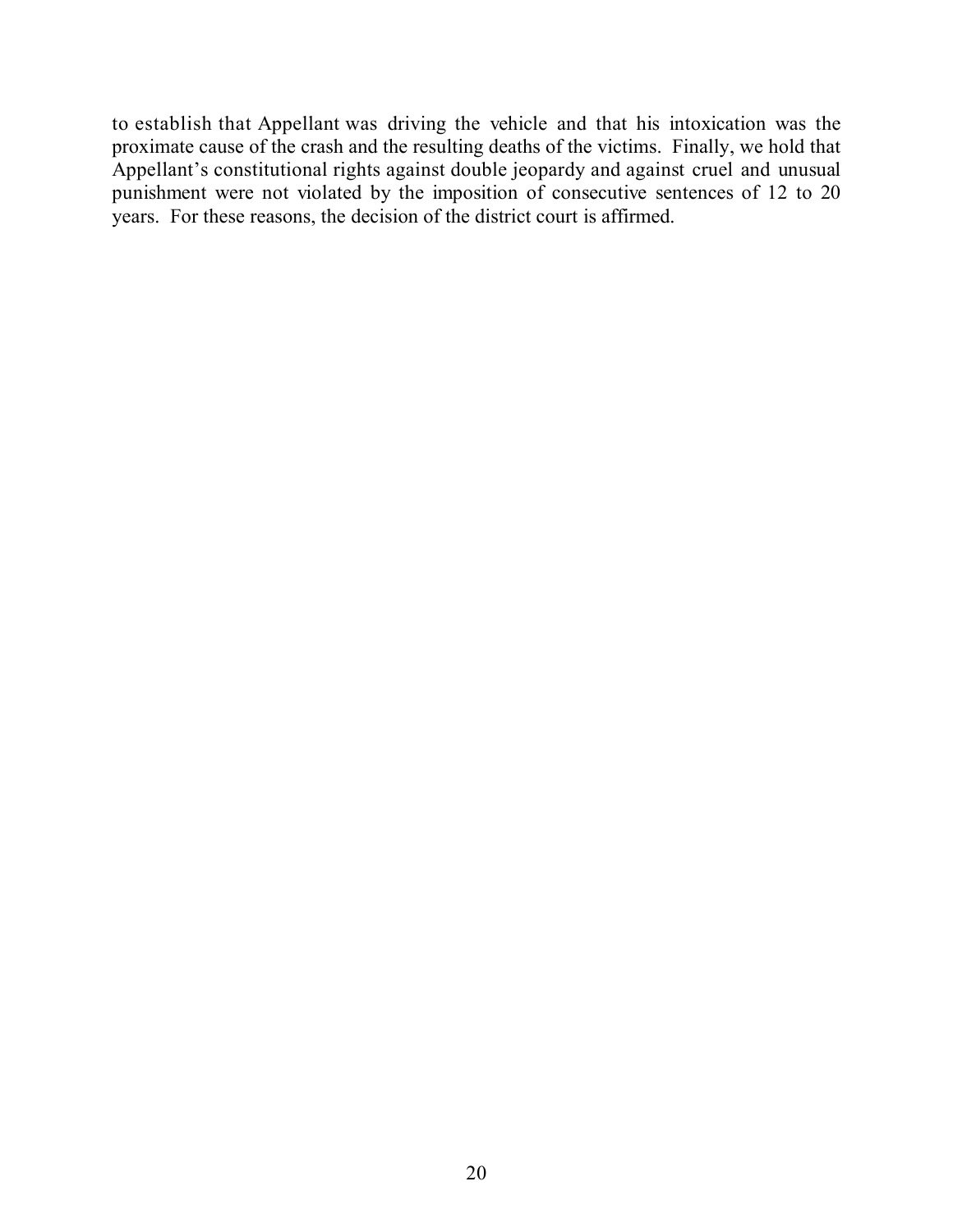to establish that Appellant was driving the vehicle and that his intoxication was the proximate cause of the crash and the resulting deaths of the victims. Finally, we hold that Appellant's constitutional rights against double jeopardy and against cruel and unusual punishment were not violated by the imposition of consecutive sentences of 12 to 20 years. For these reasons, the decision of the district court is affirmed.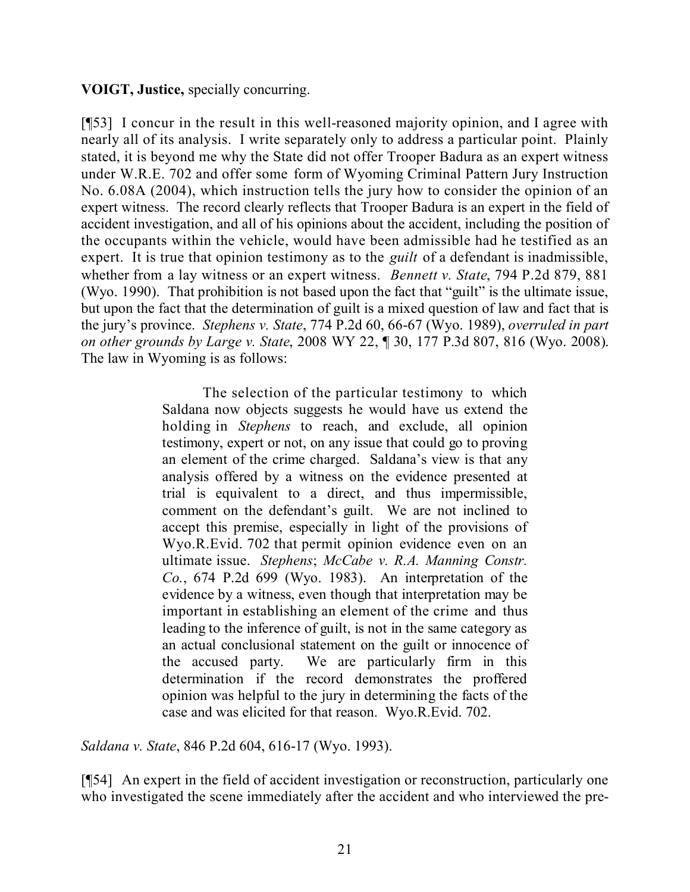**VOIGT, Justice,** specially concurring.

[¶53] I concur in the result in this well-reasoned majority opinion, and I agree with nearly all of its analysis. I write separately only to address a particular point. Plainly stated, it is beyond me why the State did not offer Trooper Badura as an expert witness under W.R.E. 702 and offer some form of Wyoming Criminal Pattern Jury Instruction No. 6.08A (2004), which instruction tells the jury how to consider the opinion of an expert witness. The record clearly reflects that Trooper Badura is an expert in the field of accident investigation, and all of his opinions about the accident, including the position of the occupants within the vehicle, would have been admissible had he testified as an expert. It is true that opinion testimony as to the *guilt* of a defendant is inadmissible, whether from a lay witness or an expert witness. *Bennett v. State*, 794 P.2d 879, 881 (Wyo. 1990). That prohibition is not based upon the fact that "guilt" is the ultimate issue, but upon the fact that the determination of guilt is a mixed question of law and fact that is the jury's province. *Stephens v. State*, 774 P.2d 60, 66-67 (Wyo. 1989), *overruled in part on other grounds by Large v. State*, 2008 WY 22, ¶ 30, 177 P.3d 807, 816 (Wyo. 2008). The law in Wyoming is as follows:

> The selection of the particular testimony to which Saldana now objects suggests he would have us extend the holding in *Stephens* to reach, and exclude, all opinion testimony, expert or not, on any issue that could go to proving an element of the crime charged. Saldana's view is that any analysis offered by a witness on the evidence presented at trial is equivalent to a direct, and thus impermissible, comment on the defendant's guilt. We are not inclined to accept this premise, especially in light of the provisions of Wyo.R.Evid. 702 that permit opinion evidence even on an ultimate issue. *Stephens*; *McCabe v. R.A. Manning Constr. Co.*, 674 P.2d 699 (Wyo. 1983). An interpretation of the evidence by a witness, even though that interpretation may be important in establishing an element of the crime and thus leading to the inference of guilt, is not in the same category as an actual conclusional statement on the guilt or innocence of the accused party. We are particularly firm in this determination if the record demonstrates the proffered opinion was helpful to the jury in determining the facts of the case and was elicited for that reason. Wyo.R.Evid. 702.

*Saldana v. State*, 846 P.2d 604, 616-17 (Wyo. 1993).

[¶54] An expert in the field of accident investigation or reconstruction, particularly one who investigated the scene immediately after the accident and who interviewed the pre-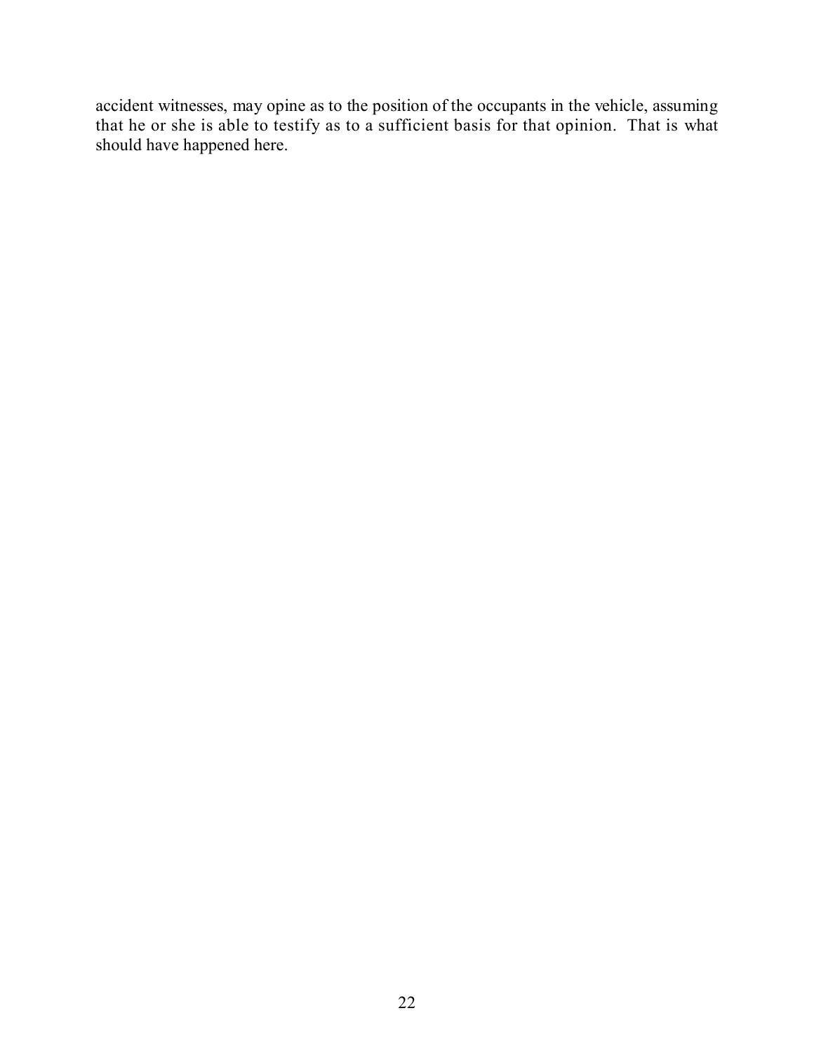accident witnesses, may opine as to the position of the occupants in the vehicle, assuming that he or she is able to testify as to a sufficient basis for that opinion. That is what should have happened here.